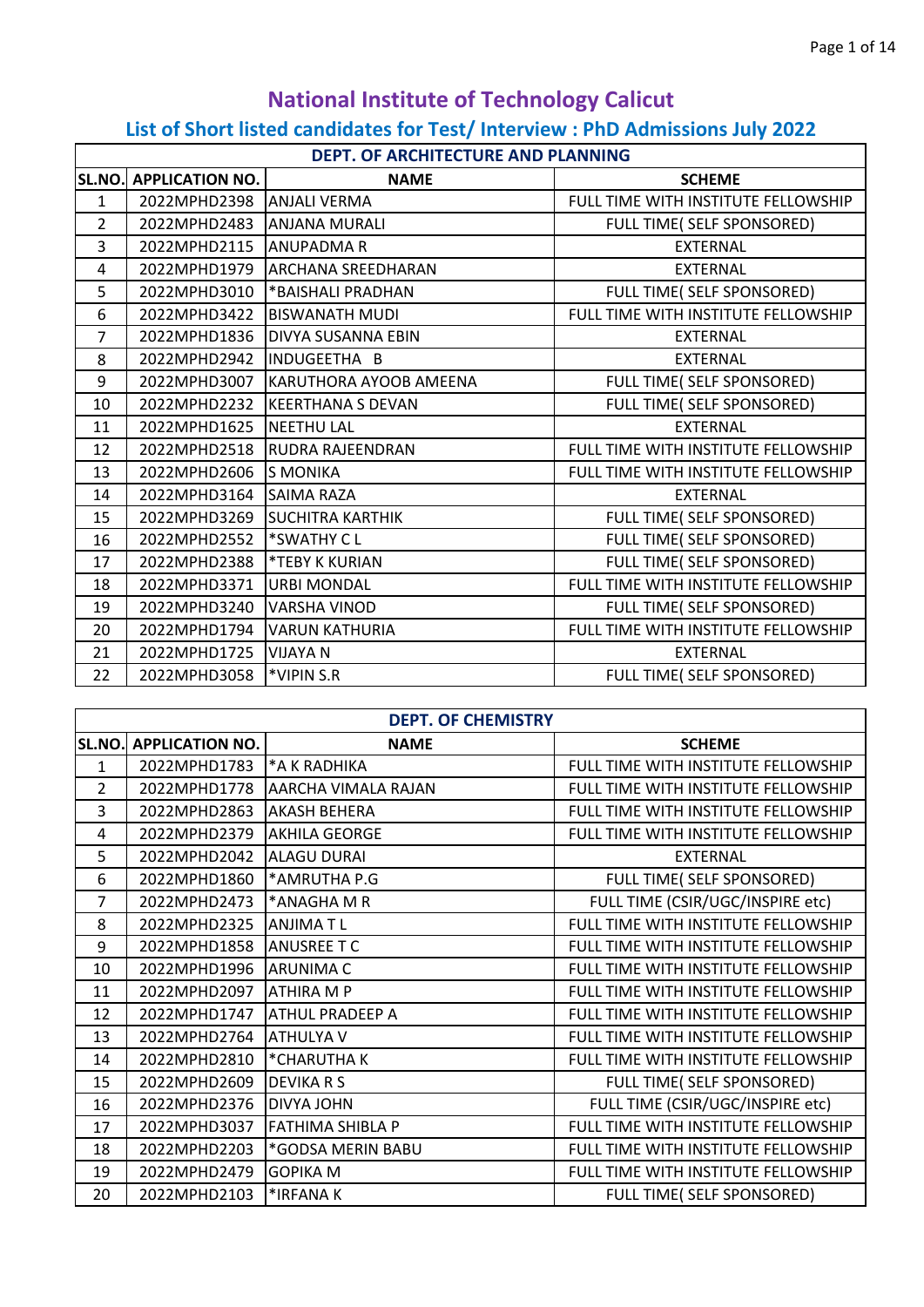# National Institute of Technology Calicut

## List of Short listed candidates for Test/ Interview : PhD Admissions July 2022

| DEPT. OF ARCHITECTURE AND PLANNING | | | |
|---|---|---|---|
| SL.NO. | APPLICATION NO. | NAME | SCHEME |
| 1 | 2022MPHD2398 | ANJALI VERMA | FULL TIME WITH INSTITUTE FELLOWSHIP |
| 2 | 2022MPHD2483 | ANJANA MURALI | FULL TIME( SELF SPONSORED) |
| 3 | 2022MPHD2115 | ANUPADMA R | EXTERNAL |
| 4 | 2022MPHD1979 | ARCHANA SREEDHARAN | EXTERNAL |
| 5 | 2022MPHD3010 | *BAISHALI PRADHAN | FULL TIME( SELF SPONSORED) |
| 6 | 2022MPHD3422 | BISWANATH MUDI | FULL TIME WITH INSTITUTE FELLOWSHIP |
| 7 | 2022MPHD1836 | DIVYA SUSANNA EBIN | EXTERNAL |
| 8 | 2022MPHD2942 | INDUGEETHA B | EXTERNAL |
| 9 | 2022MPHD3007 | KARUTHORA AYOOB AMEENA | FULL TIME( SELF SPONSORED) |
| 10 | 2022MPHD2232 | KEERTHANA S DEVAN | FULL TIME( SELF SPONSORED) |
| 11 | 2022MPHD1625 | NEETHU LAL | EXTERNAL |
| 12 | 2022MPHD2518 | RUDRA RAJEENDRAN | FULL TIME WITH INSTITUTE FELLOWSHIP |
| 13 | 2022MPHD2606 | S MONIKA | FULL TIME WITH INSTITUTE FELLOWSHIP |
| 14 | 2022MPHD3164 | SAIMA RAZA | EXTERNAL |
| 15 | 2022MPHD3269 | SUCHITRA KARTHIK | FULL TIME( SELF SPONSORED) |
| 16 | 2022MPHD2552 | *SWATHY C L | FULL TIME( SELF SPONSORED) |
| 17 | 2022MPHD2388 | *TEBY K KURIAN | FULL TIME( SELF SPONSORED) |
| 18 | 2022MPHD3371 | URBI MONDAL | FULL TIME WITH INSTITUTE FELLOWSHIP |
| 19 | 2022MPHD3240 | VARSHA VINOD | FULL TIME( SELF SPONSORED) |
| 20 | 2022MPHD1794 | VARUN KATHURIA | FULL TIME WITH INSTITUTE FELLOWSHIP |
| 21 | 2022MPHD1725 | VIJAYA N | EXTERNAL |
| 22 | 2022MPHD3058 | *VIPIN S.R | FULL TIME( SELF SPONSORED) |

| DEPT. OF CHEMISTRY | | | |
|---|---|---|---|
| SL.NO. | APPLICATION NO. | NAME | SCHEME |
| 1 | 2022MPHD1783 | *A K RADHIKA | FULL TIME WITH INSTITUTE FELLOWSHIP |
| 2 | 2022MPHD1778 | AARCHA VIMALA RAJAN | FULL TIME WITH INSTITUTE FELLOWSHIP |
| 3 | 2022MPHD2863 | AKASH BEHERA | FULL TIME WITH INSTITUTE FELLOWSHIP |
| 4 | 2022MPHD2379 | AKHILA GEORGE | FULL TIME WITH INSTITUTE FELLOWSHIP |
| 5 | 2022MPHD2042 | ALAGU DURAI | EXTERNAL |
| 6 | 2022MPHD1860 | *AMRUTHA P.G | FULL TIME( SELF SPONSORED) |
| 7 | 2022MPHD2473 | *ANAGHA M R | FULL TIME (CSIR/UGC/INSPIRE etc) |
| 8 | 2022MPHD2325 | ANJIMA T L | FULL TIME WITH INSTITUTE FELLOWSHIP |
| 9 | 2022MPHD1858 | ANUSREE T C | FULL TIME WITH INSTITUTE FELLOWSHIP |
| 10 | 2022MPHD1996 | ARUNIMA C | FULL TIME WITH INSTITUTE FELLOWSHIP |
| 11 | 2022MPHD2097 | ATHIRA M P | FULL TIME WITH INSTITUTE FELLOWSHIP |
| 12 | 2022MPHD1747 | ATHUL PRADEEP A | FULL TIME WITH INSTITUTE FELLOWSHIP |
| 13 | 2022MPHD2764 | ATHULYA V | FULL TIME WITH INSTITUTE FELLOWSHIP |
| 14 | 2022MPHD2810 | *CHARUTHA K | FULL TIME WITH INSTITUTE FELLOWSHIP |
| 15 | 2022MPHD2609 | DEVIKA R S | FULL TIME( SELF SPONSORED) |
| 16 | 2022MPHD2376 | DIVYA JOHN | FULL TIME (CSIR/UGC/INSPIRE etc) |
| 17 | 2022MPHD3037 | FATHIMA SHIBLA P | FULL TIME WITH INSTITUTE FELLOWSHIP |
| 18 | 2022MPHD2203 | *GODSA MERIN BABU | FULL TIME WITH INSTITUTE FELLOWSHIP |
| 19 | 2022MPHD2479 | GOPIKA M | FULL TIME WITH INSTITUTE FELLOWSHIP |
| 20 | 2022MPHD2103 | *IRFANA K | FULL TIME( SELF SPONSORED) |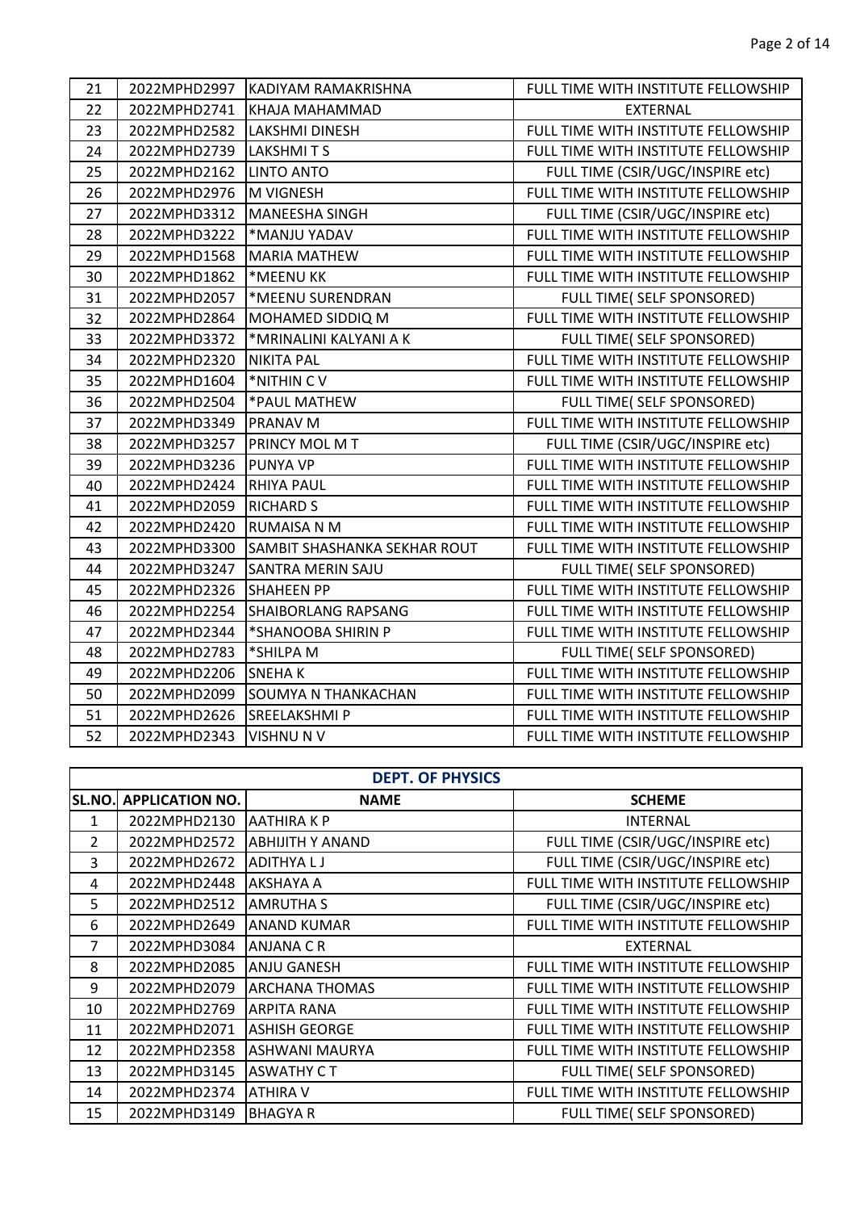| | | | |
|---|---|---|---|
| 21 | 2022MPHD2997 | KADIYAM RAMAKRISHNA | FULL TIME WITH INSTITUTE FELLOWSHIP |
| 22 | 2022MPHD2741 | KHAJA MAHAMMAD | EXTERNAL |
| 23 | 2022MPHD2582 | LAKSHMI DINESH | FULL TIME WITH INSTITUTE FELLOWSHIP |
| 24 | 2022MPHD2739 | LAKSHMI T S | FULL TIME WITH INSTITUTE FELLOWSHIP |
| 25 | 2022MPHD2162 | LINTO ANTO | FULL TIME (CSIR/UGC/INSPIRE etc) |
| 26 | 2022MPHD2976 | M VIGNESH | FULL TIME WITH INSTITUTE FELLOWSHIP |
| 27 | 2022MPHD3312 | MANEESHA SINGH | FULL TIME (CSIR/UGC/INSPIRE etc) |
| 28 | 2022MPHD3222 | *MANJU YADAV | FULL TIME WITH INSTITUTE FELLOWSHIP |
| 29 | 2022MPHD1568 | MARIA MATHEW | FULL TIME WITH INSTITUTE FELLOWSHIP |
| 30 | 2022MPHD1862 | *MEENU KK | FULL TIME WITH INSTITUTE FELLOWSHIP |
| 31 | 2022MPHD2057 | *MEENU SURENDRAN | FULL TIME( SELF SPONSORED) |
| 32 | 2022MPHD2864 | MOHAMED SIDDIQ M | FULL TIME WITH INSTITUTE FELLOWSHIP |
| 33 | 2022MPHD3372 | *MRINALINI KALYANI A K | FULL TIME( SELF SPONSORED) |
| 34 | 2022MPHD2320 | NIKITA PAL | FULL TIME WITH INSTITUTE FELLOWSHIP |
| 35 | 2022MPHD1604 | *NITHIN C V | FULL TIME WITH INSTITUTE FELLOWSHIP |
| 36 | 2022MPHD2504 | *PAUL MATHEW | FULL TIME( SELF SPONSORED) |
| 37 | 2022MPHD3349 | PRANAV M | FULL TIME WITH INSTITUTE FELLOWSHIP |
| 38 | 2022MPHD3257 | PRINCY MOL M T | FULL TIME (CSIR/UGC/INSPIRE etc) |
| 39 | 2022MPHD3236 | PUNYA VP | FULL TIME WITH INSTITUTE FELLOWSHIP |
| 40 | 2022MPHD2424 | RHIYA PAUL | FULL TIME WITH INSTITUTE FELLOWSHIP |
| 41 | 2022MPHD2059 | RICHARD S | FULL TIME WITH INSTITUTE FELLOWSHIP |
| 42 | 2022MPHD2420 | RUMAISA N M | FULL TIME WITH INSTITUTE FELLOWSHIP |
| 43 | 2022MPHD3300 | SAMBIT SHASHANKA SEKHAR ROUT | FULL TIME WITH INSTITUTE FELLOWSHIP |
| 44 | 2022MPHD3247 | SANTRA MERIN SAJU | FULL TIME( SELF SPONSORED) |
| 45 | 2022MPHD2326 | SHAHEEN PP | FULL TIME WITH INSTITUTE FELLOWSHIP |
| 46 | 2022MPHD2254 | SHAIBORLANG RAPSANG | FULL TIME WITH INSTITUTE FELLOWSHIP |
| 47 | 2022MPHD2344 | *SHANOOBA SHIRIN P | FULL TIME WITH INSTITUTE FELLOWSHIP |
| 48 | 2022MPHD2783 | *SHILPA M | FULL TIME( SELF SPONSORED) |
| 49 | 2022MPHD2206 | SNEHA K | FULL TIME WITH INSTITUTE FELLOWSHIP |
| 50 | 2022MPHD2099 | SOUMYA N THANKACHAN | FULL TIME WITH INSTITUTE FELLOWSHIP |
| 51 | 2022MPHD2626 | SREELAKSHMI P | FULL TIME WITH INSTITUTE FELLOWSHIP |
| 52 | 2022MPHD2343 | VISHNU N V | FULL TIME WITH INSTITUTE FELLOWSHIP |

## DEPT. OF PHYSICS

| SL.NO. | APPLICATION NO. | NAME | SCHEME |
|---|---|---|---|
| 1 | 2022MPHD2130 | AATHIRA K P | INTERNAL |
| 2 | 2022MPHD2572 | ABHIJITH Y ANAND | FULL TIME (CSIR/UGC/INSPIRE etc) |
| 3 | 2022MPHD2672 | ADITHYA L J | FULL TIME (CSIR/UGC/INSPIRE etc) |
| 4 | 2022MPHD2448 | AKSHAYA A | FULL TIME WITH INSTITUTE FELLOWSHIP |
| 5 | 2022MPHD2512 | AMRUTHA S | FULL TIME (CSIR/UGC/INSPIRE etc) |
| 6 | 2022MPHD2649 | ANAND KUMAR | FULL TIME WITH INSTITUTE FELLOWSHIP |
| 7 | 2022MPHD3084 | ANJANA C R | EXTERNAL |
| 8 | 2022MPHD2085 | ANJU GANESH | FULL TIME WITH INSTITUTE FELLOWSHIP |
| 9 | 2022MPHD2079 | ARCHANA THOMAS | FULL TIME WITH INSTITUTE FELLOWSHIP |
| 10 | 2022MPHD2769 | ARPITA RANA | FULL TIME WITH INSTITUTE FELLOWSHIP |
| 11 | 2022MPHD2071 | ASHISH GEORGE | FULL TIME WITH INSTITUTE FELLOWSHIP |
| 12 | 2022MPHD2358 | ASHWANI MAURYA | FULL TIME WITH INSTITUTE FELLOWSHIP |
| 13 | 2022MPHD3145 | ASWATHY C T | FULL TIME( SELF SPONSORED) |
| 14 | 2022MPHD2374 | ATHIRA V | FULL TIME WITH INSTITUTE FELLOWSHIP |
| 15 | 2022MPHD3149 | BHAGYA R | FULL TIME( SELF SPONSORED) |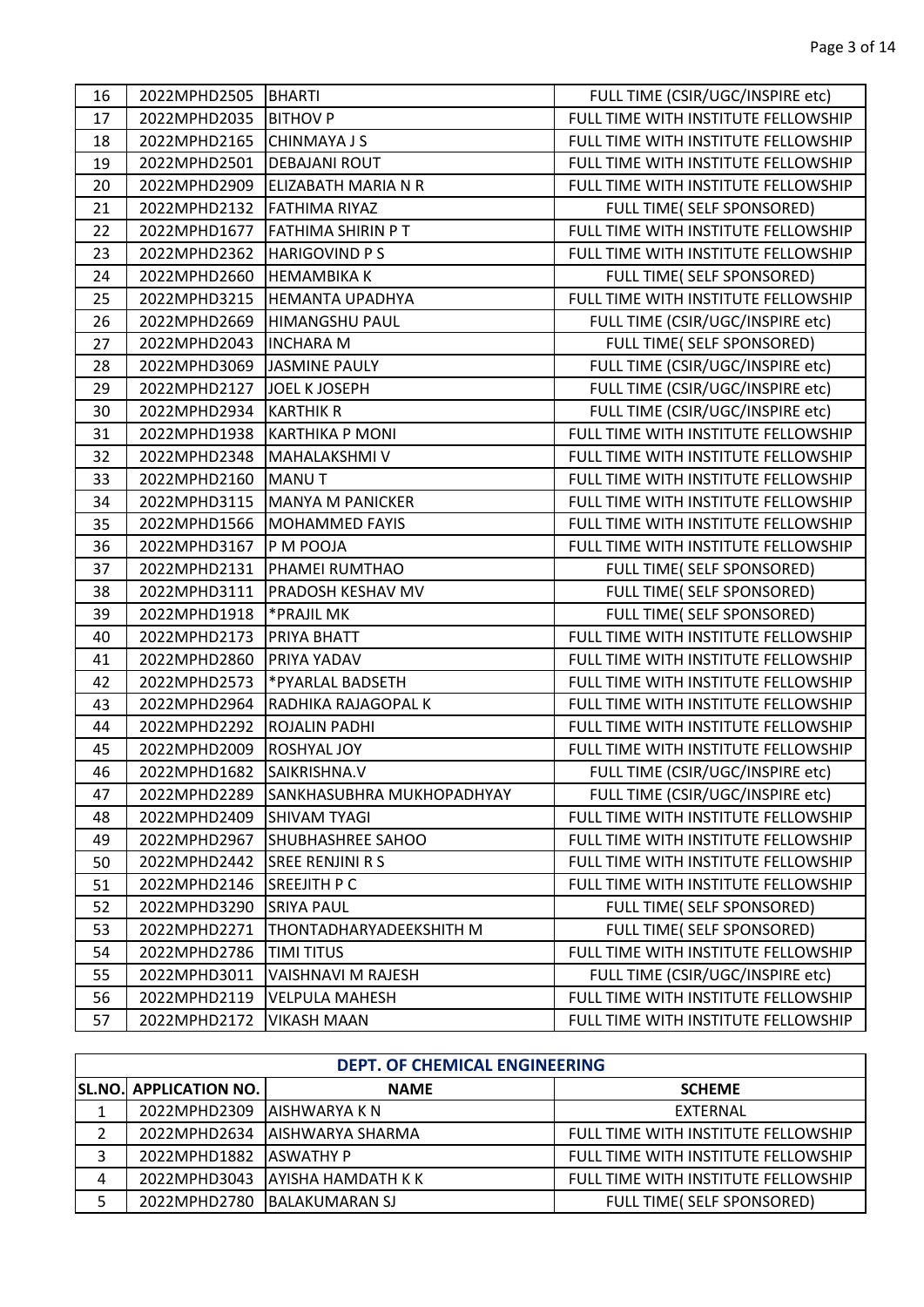| | | | |
|---|---|---|---|
| 16 | 2022MPHD2505 | BHARTI | FULL TIME (CSIR/UGC/INSPIRE etc) |
| 17 | 2022MPHD2035 | BITHOV P | FULL TIME WITH INSTITUTE FELLOWSHIP |
| 18 | 2022MPHD2165 | CHINMAYA J S | FULL TIME WITH INSTITUTE FELLOWSHIP |
| 19 | 2022MPHD2501 | DEBAJANI ROUT | FULL TIME WITH INSTITUTE FELLOWSHIP |
| 20 | 2022MPHD2909 | ELIZABATH MARIA N R | FULL TIME WITH INSTITUTE FELLOWSHIP |
| 21 | 2022MPHD2132 | FATHIMA RIYAZ | FULL TIME( SELF SPONSORED) |
| 22 | 2022MPHD1677 | FATHIMA SHIRIN P T | FULL TIME WITH INSTITUTE FELLOWSHIP |
| 23 | 2022MPHD2362 | HARIGOVIND P S | FULL TIME WITH INSTITUTE FELLOWSHIP |
| 24 | 2022MPHD2660 | HEMAMBIKA K | FULL TIME( SELF SPONSORED) |
| 25 | 2022MPHD3215 | HEMANTA UPADHYA | FULL TIME WITH INSTITUTE FELLOWSHIP |
| 26 | 2022MPHD2669 | HIMANGSHU PAUL | FULL TIME (CSIR/UGC/INSPIRE etc) |
| 27 | 2022MPHD2043 | INCHARA M | FULL TIME( SELF SPONSORED) |
| 28 | 2022MPHD3069 | JASMINE PAULY | FULL TIME (CSIR/UGC/INSPIRE etc) |
| 29 | 2022MPHD2127 | JOEL K JOSEPH | FULL TIME (CSIR/UGC/INSPIRE etc) |
| 30 | 2022MPHD2934 | KARTHIK R | FULL TIME (CSIR/UGC/INSPIRE etc) |
| 31 | 2022MPHD1938 | KARTHIKA P MONI | FULL TIME WITH INSTITUTE FELLOWSHIP |
| 32 | 2022MPHD2348 | MAHALAKSHMI V | FULL TIME WITH INSTITUTE FELLOWSHIP |
| 33 | 2022MPHD2160 | MANU T | FULL TIME WITH INSTITUTE FELLOWSHIP |
| 34 | 2022MPHD3115 | MANYA M PANICKER | FULL TIME WITH INSTITUTE FELLOWSHIP |
| 35 | 2022MPHD1566 | MOHAMMED FAYIS | FULL TIME WITH INSTITUTE FELLOWSHIP |
| 36 | 2022MPHD3167 | P M POOJA | FULL TIME WITH INSTITUTE FELLOWSHIP |
| 37 | 2022MPHD2131 | PHAMEI RUMTHAO | FULL TIME( SELF SPONSORED) |
| 38 | 2022MPHD3111 | PRADOSH KESHAV MV | FULL TIME( SELF SPONSORED) |
| 39 | 2022MPHD1918 | *PRAJIL MK | FULL TIME( SELF SPONSORED) |
| 40 | 2022MPHD2173 | PRIYA BHATT | FULL TIME WITH INSTITUTE FELLOWSHIP |
| 41 | 2022MPHD2860 | PRIYA YADAV | FULL TIME WITH INSTITUTE FELLOWSHIP |
| 42 | 2022MPHD2573 | *PYARLAL BADSETH | FULL TIME WITH INSTITUTE FELLOWSHIP |
| 43 | 2022MPHD2964 | RADHIKA RAJAGOPAL K | FULL TIME WITH INSTITUTE FELLOWSHIP |
| 44 | 2022MPHD2292 | ROJALIN PADHI | FULL TIME WITH INSTITUTE FELLOWSHIP |
| 45 | 2022MPHD2009 | ROSHYAL JOY | FULL TIME WITH INSTITUTE FELLOWSHIP |
| 46 | 2022MPHD1682 | SAIKRISHNA.V | FULL TIME (CSIR/UGC/INSPIRE etc) |
| 47 | 2022MPHD2289 | SANKHASUBHRA MUKHOPADHYAY | FULL TIME (CSIR/UGC/INSPIRE etc) |
| 48 | 2022MPHD2409 | SHIVAM TYAGI | FULL TIME WITH INSTITUTE FELLOWSHIP |
| 49 | 2022MPHD2967 | SHUBHASHREE SAHOO | FULL TIME WITH INSTITUTE FELLOWSHIP |
| 50 | 2022MPHD2442 | SREE RENJINI R S | FULL TIME WITH INSTITUTE FELLOWSHIP |
| 51 | 2022MPHD2146 | SREEJITH P C | FULL TIME WITH INSTITUTE FELLOWSHIP |
| 52 | 2022MPHD3290 | SRIYA PAUL | FULL TIME( SELF SPONSORED) |
| 53 | 2022MPHD2271 | THONTADHARYADEEKSHITH M | FULL TIME( SELF SPONSORED) |
| 54 | 2022MPHD2786 | TIMI TITUS | FULL TIME WITH INSTITUTE FELLOWSHIP |
| 55 | 2022MPHD3011 | VAISHNAVI M RAJESH | FULL TIME (CSIR/UGC/INSPIRE etc) |
| 56 | 2022MPHD2119 | VELPULA MAHESH | FULL TIME WITH INSTITUTE FELLOWSHIP |
| 57 | 2022MPHD2172 | VIKASH MAAN | FULL TIME WITH INSTITUTE FELLOWSHIP |

**DEPT. OF CHEMICAL ENGINEERING**

| SL.NO. | APPLICATION NO. | NAME | SCHEME |
|---|---|---|---|
| 1 | 2022MPHD2309 | AISHWARYA K N | EXTERNAL |
| 2 | 2022MPHD2634 | AISHWARYA SHARMA | FULL TIME WITH INSTITUTE FELLOWSHIP |
| 3 | 2022MPHD1882 | ASWATHY P | FULL TIME WITH INSTITUTE FELLOWSHIP |
| 4 | 2022MPHD3043 | AYISHA HAMDATH K K | FULL TIME WITH INSTITUTE FELLOWSHIP |
| 5 | 2022MPHD2780 | BALAKUMARAN SJ | FULL TIME( SELF SPONSORED) |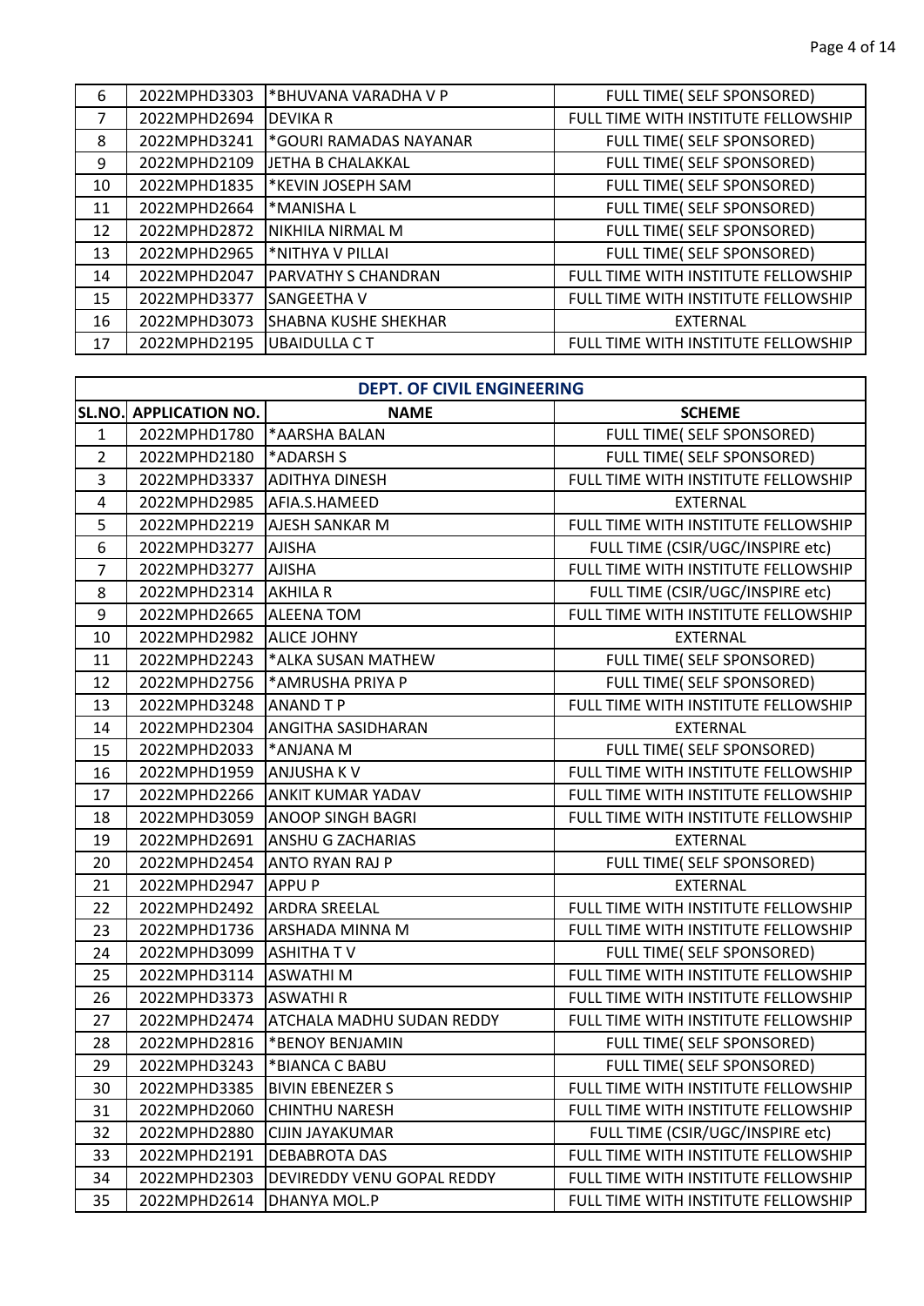| | | | |
|---|---|---|---|
| 6 | 2022MPHD3303 | *BHUVANA VARADHA V P | FULL TIME( SELF SPONSORED) |
| 7 | 2022MPHD2694 | DEVIKA R | FULL TIME WITH INSTITUTE FELLOWSHIP |
| 8 | 2022MPHD3241 | *GOURI RAMADAS NAYANAR | FULL TIME( SELF SPONSORED) |
| 9 | 2022MPHD2109 | JETHA B CHALAKKAL | FULL TIME( SELF SPONSORED) |
| 10 | 2022MPHD1835 | *KEVIN JOSEPH SAM | FULL TIME( SELF SPONSORED) |
| 11 | 2022MPHD2664 | *MANISHA L | FULL TIME( SELF SPONSORED) |
| 12 | 2022MPHD2872 | NIKHILA NIRMAL M | FULL TIME( SELF SPONSORED) |
| 13 | 2022MPHD2965 | *NITHYA V PILLAI | FULL TIME( SELF SPONSORED) |
| 14 | 2022MPHD2047 | PARVATHY S CHANDRAN | FULL TIME WITH INSTITUTE FELLOWSHIP |
| 15 | 2022MPHD3377 | SANGEETHA V | FULL TIME WITH INSTITUTE FELLOWSHIP |
| 16 | 2022MPHD3073 | SHABNA KUSHE SHEKHAR | EXTERNAL |
| 17 | 2022MPHD2195 | UBAIDULLA C T | FULL TIME WITH INSTITUTE FELLOWSHIP |

**DEPT. OF CIVIL ENGINEERING**

| SL.NO. | APPLICATION NO. | NAME | SCHEME |
|---|---|---|---|
| 1 | 2022MPHD1780 | *AARSHA BALAN | FULL TIME( SELF SPONSORED) |
| 2 | 2022MPHD2180 | *ADARSH S | FULL TIME( SELF SPONSORED) |
| 3 | 2022MPHD3337 | ADITHYA DINESH | FULL TIME WITH INSTITUTE FELLOWSHIP |
| 4 | 2022MPHD2985 | AFIA.S.HAMEED | EXTERNAL |
| 5 | 2022MPHD2219 | AJESH SANKAR M | FULL TIME WITH INSTITUTE FELLOWSHIP |
| 6 | 2022MPHD3277 | AJISHA | FULL TIME (CSIR/UGC/INSPIRE etc) |
| 7 | 2022MPHD3277 | AJISHA | FULL TIME WITH INSTITUTE FELLOWSHIP |
| 8 | 2022MPHD2314 | AKHILA R | FULL TIME (CSIR/UGC/INSPIRE etc) |
| 9 | 2022MPHD2665 | ALEENA TOM | FULL TIME WITH INSTITUTE FELLOWSHIP |
| 10 | 2022MPHD2982 | ALICE JOHNY | EXTERNAL |
| 11 | 2022MPHD2243 | *ALKA SUSAN MATHEW | FULL TIME( SELF SPONSORED) |
| 12 | 2022MPHD2756 | *AMRUSHA PRIYA P | FULL TIME( SELF SPONSORED) |
| 13 | 2022MPHD3248 | ANAND T P | FULL TIME WITH INSTITUTE FELLOWSHIP |
| 14 | 2022MPHD2304 | ANGITHA SASIDHARAN | EXTERNAL |
| 15 | 2022MPHD2033 | *ANJANA M | FULL TIME( SELF SPONSORED) |
| 16 | 2022MPHD1959 | ANJUSHA K V | FULL TIME WITH INSTITUTE FELLOWSHIP |
| 17 | 2022MPHD2266 | ANKIT KUMAR YADAV | FULL TIME WITH INSTITUTE FELLOWSHIP |
| 18 | 2022MPHD3059 | ANOOP SINGH BAGRI | FULL TIME WITH INSTITUTE FELLOWSHIP |
| 19 | 2022MPHD2691 | ANSHU G ZACHARIAS | EXTERNAL |
| 20 | 2022MPHD2454 | ANTO RYAN RAJ P | FULL TIME( SELF SPONSORED) |
| 21 | 2022MPHD2947 | APPU P | EXTERNAL |
| 22 | 2022MPHD2492 | ARDRA SREELAL | FULL TIME WITH INSTITUTE FELLOWSHIP |
| 23 | 2022MPHD1736 | ARSHADA MINNA M | FULL TIME WITH INSTITUTE FELLOWSHIP |
| 24 | 2022MPHD3099 | ASHITHA T V | FULL TIME( SELF SPONSORED) |
| 25 | 2022MPHD3114 | ASWATHI M | FULL TIME WITH INSTITUTE FELLOWSHIP |
| 26 | 2022MPHD3373 | ASWATHI R | FULL TIME WITH INSTITUTE FELLOWSHIP |
| 27 | 2022MPHD2474 | ATCHALA MADHU SUDAN REDDY | FULL TIME WITH INSTITUTE FELLOWSHIP |
| 28 | 2022MPHD2816 | *BENOY BENJAMIN | FULL TIME( SELF SPONSORED) |
| 29 | 2022MPHD3243 | *BIANCA C BABU | FULL TIME( SELF SPONSORED) |
| 30 | 2022MPHD3385 | BIVIN EBENEZER S | FULL TIME WITH INSTITUTE FELLOWSHIP |
| 31 | 2022MPHD2060 | CHINTHU NARESH | FULL TIME WITH INSTITUTE FELLOWSHIP |
| 32 | 2022MPHD2880 | CIJIN JAYAKUMAR | FULL TIME (CSIR/UGC/INSPIRE etc) |
| 33 | 2022MPHD2191 | DEBABROTA DAS | FULL TIME WITH INSTITUTE FELLOWSHIP |
| 34 | 2022MPHD2303 | DEVIREDDY VENU GOPAL REDDY | FULL TIME WITH INSTITUTE FELLOWSHIP |
| 35 | 2022MPHD2614 | DHANYA MOL.P | FULL TIME WITH INSTITUTE FELLOWSHIP |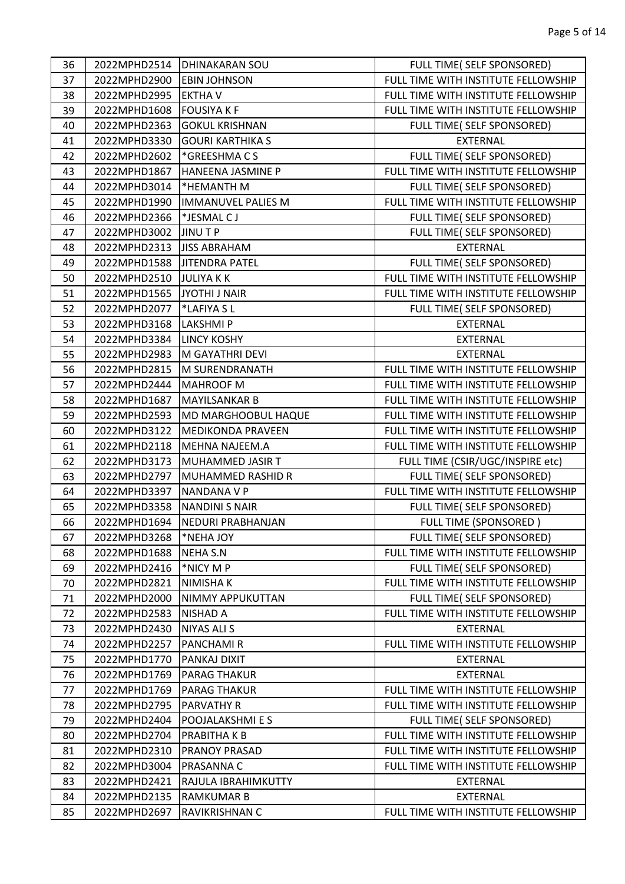| 36 | 2022MPHD2514 | DHINAKARAN SOU | FULL TIME( SELF SPONSORED) |
|---|---|---|---|
| 37 | 2022MPHD2900 | EBIN JOHNSON | FULL TIME WITH INSTITUTE FELLOWSHIP |
| 38 | 2022MPHD2995 | EKTHA V | FULL TIME WITH INSTITUTE FELLOWSHIP |
| 39 | 2022MPHD1608 | FOUSIYA K F | FULL TIME WITH INSTITUTE FELLOWSHIP |
| 40 | 2022MPHD2363 | GOKUL KRISHNAN | FULL TIME( SELF SPONSORED) |
| 41 | 2022MPHD3330 | GOURI KARTHIKA S | EXTERNAL |
| 42 | 2022MPHD2602 | *GREESHMA C S | FULL TIME( SELF SPONSORED) |
| 43 | 2022MPHD1867 | HANEENA JASMINE P | FULL TIME WITH INSTITUTE FELLOWSHIP |
| 44 | 2022MPHD3014 | *HEMANTH M | FULL TIME( SELF SPONSORED) |
| 45 | 2022MPHD1990 | IMMANUVEL PALIES M | FULL TIME WITH INSTITUTE FELLOWSHIP |
| 46 | 2022MPHD2366 | *JESMAL C J | FULL TIME( SELF SPONSORED) |
| 47 | 2022MPHD3002 | JINU T P | FULL TIME( SELF SPONSORED) |
| 48 | 2022MPHD2313 | JISS ABRAHAM | EXTERNAL |
| 49 | 2022MPHD1588 | JITENDRA PATEL | FULL TIME( SELF SPONSORED) |
| 50 | 2022MPHD2510 | JULIYA K K | FULL TIME WITH INSTITUTE FELLOWSHIP |
| 51 | 2022MPHD1565 | JYOTHI J NAIR | FULL TIME WITH INSTITUTE FELLOWSHIP |
| 52 | 2022MPHD2077 | *LAFIYA S L | FULL TIME( SELF SPONSORED) |
| 53 | 2022MPHD3168 | LAKSHMI P | EXTERNAL |
| 54 | 2022MPHD3384 | LINCY KOSHY | EXTERNAL |
| 55 | 2022MPHD2983 | M GAYATHRI DEVI | EXTERNAL |
| 56 | 2022MPHD2815 | M SURENDRANATH | FULL TIME WITH INSTITUTE FELLOWSHIP |
| 57 | 2022MPHD2444 | MAHROOF M | FULL TIME WITH INSTITUTE FELLOWSHIP |
| 58 | 2022MPHD1687 | MAYILSANKAR B | FULL TIME WITH INSTITUTE FELLOWSHIP |
| 59 | 2022MPHD2593 | MD MARGHOOBUL HAQUE | FULL TIME WITH INSTITUTE FELLOWSHIP |
| 60 | 2022MPHD3122 | MEDIKONDA PRAVEEN | FULL TIME WITH INSTITUTE FELLOWSHIP |
| 61 | 2022MPHD2118 | MEHNA NAJEEM.A | FULL TIME WITH INSTITUTE FELLOWSHIP |
| 62 | 2022MPHD3173 | MUHAMMED JASIR T | FULL TIME (CSIR/UGC/INSPIRE etc) |
| 63 | 2022MPHD2797 | MUHAMMED RASHID R | FULL TIME( SELF SPONSORED) |
| 64 | 2022MPHD3397 | NANDANA V P | FULL TIME WITH INSTITUTE FELLOWSHIP |
| 65 | 2022MPHD3358 | NANDINI S NAIR | FULL TIME( SELF SPONSORED) |
| 66 | 2022MPHD1694 | NEDURI PRABHANJAN | FULL TIME (SPONSORED ) |
| 67 | 2022MPHD3268 | *NEHA JOY | FULL TIME( SELF SPONSORED) |
| 68 | 2022MPHD1688 | NEHA S.N | FULL TIME WITH INSTITUTE FELLOWSHIP |
| 69 | 2022MPHD2416 | *NICY M P | FULL TIME( SELF SPONSORED) |
| 70 | 2022MPHD2821 | NIMISHA K | FULL TIME WITH INSTITUTE FELLOWSHIP |
| 71 | 2022MPHD2000 | NIMMY APPUKUTTAN | FULL TIME( SELF SPONSORED) |
| 72 | 2022MPHD2583 | NISHAD A | FULL TIME WITH INSTITUTE FELLOWSHIP |
| 73 | 2022MPHD2430 | NIYAS ALI S | EXTERNAL |
| 74 | 2022MPHD2257 | PANCHAMI R | FULL TIME WITH INSTITUTE FELLOWSHIP |
| 75 | 2022MPHD1770 | PANKAJ DIXIT | EXTERNAL |
| 76 | 2022MPHD1769 | PARAG THAKUR | EXTERNAL |
| 77 | 2022MPHD1769 | PARAG THAKUR | FULL TIME WITH INSTITUTE FELLOWSHIP |
| 78 | 2022MPHD2795 | PARVATHY R | FULL TIME WITH INSTITUTE FELLOWSHIP |
| 79 | 2022MPHD2404 | POOJALAKSHMI E S | FULL TIME( SELF SPONSORED) |
| 80 | 2022MPHD2704 | PRABITHA K B | FULL TIME WITH INSTITUTE FELLOWSHIP |
| 81 | 2022MPHD2310 | PRANOY PRASAD | FULL TIME WITH INSTITUTE FELLOWSHIP |
| 82 | 2022MPHD3004 | PRASANNA C | FULL TIME WITH INSTITUTE FELLOWSHIP |
| 83 | 2022MPHD2421 | RAJULA IBRAHIMKUTTY | EXTERNAL |
| 84 | 2022MPHD2135 | RAMKUMAR B | EXTERNAL |
| 85 | 2022MPHD2697 | RAVIKRISHNAN C | FULL TIME WITH INSTITUTE FELLOWSHIP |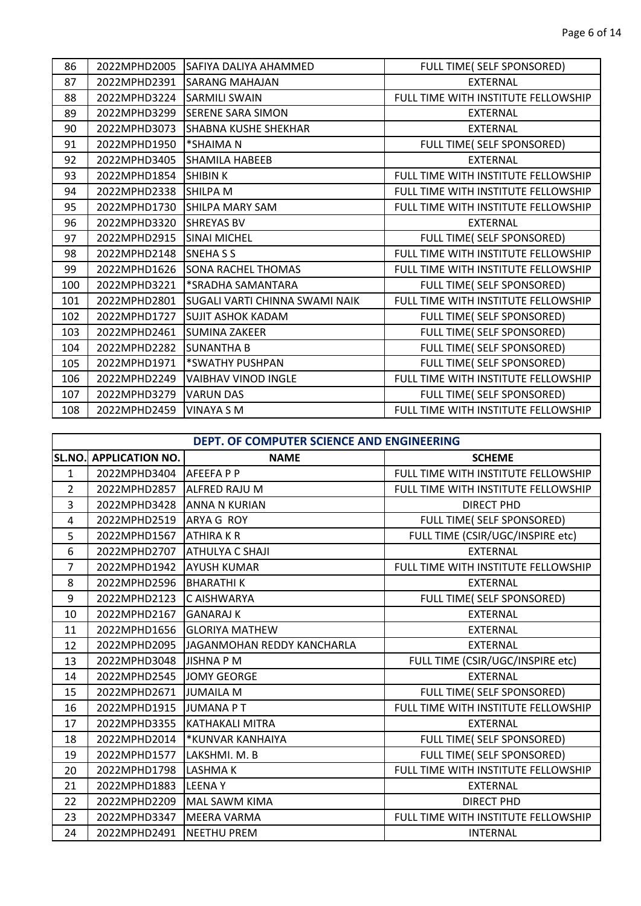| | | | |
|---|---|---|---|
| 86 | 2022MPHD2005 | SAFIYA DALIYA AHAMMED | FULL TIME( SELF SPONSORED) |
| 87 | 2022MPHD2391 | SARANG MAHAJAN | EXTERNAL |
| 88 | 2022MPHD3224 | SARMILI SWAIN | FULL TIME WITH INSTITUTE FELLOWSHIP |
| 89 | 2022MPHD3299 | SERENE SARA SIMON | EXTERNAL |
| 90 | 2022MPHD3073 | SHABNA KUSHE SHEKHAR | EXTERNAL |
| 91 | 2022MPHD1950 | *SHAIMA N | FULL TIME( SELF SPONSORED) |
| 92 | 2022MPHD3405 | SHAMILA HABEEB | EXTERNAL |
| 93 | 2022MPHD1854 | SHIBIN K | FULL TIME WITH INSTITUTE FELLOWSHIP |
| 94 | 2022MPHD2338 | SHILPA M | FULL TIME WITH INSTITUTE FELLOWSHIP |
| 95 | 2022MPHD1730 | SHILPA MARY SAM | FULL TIME WITH INSTITUTE FELLOWSHIP |
| 96 | 2022MPHD3320 | SHREYAS BV | EXTERNAL |
| 97 | 2022MPHD2915 | SINAI MICHEL | FULL TIME( SELF SPONSORED) |
| 98 | 2022MPHD2148 | SNEHA S S | FULL TIME WITH INSTITUTE FELLOWSHIP |
| 99 | 2022MPHD1626 | SONA RACHEL THOMAS | FULL TIME WITH INSTITUTE FELLOWSHIP |
| 100 | 2022MPHD3221 | *SRADHA SAMANTARA | FULL TIME( SELF SPONSORED) |
| 101 | 2022MPHD2801 | SUGALI VARTI CHINNA SWAMI NAIK | FULL TIME WITH INSTITUTE FELLOWSHIP |
| 102 | 2022MPHD1727 | SUJIT ASHOK KADAM | FULL TIME( SELF SPONSORED) |
| 103 | 2022MPHD2461 | SUMINA ZAKEER | FULL TIME( SELF SPONSORED) |
| 104 | 2022MPHD2282 | SUNANTHA B | FULL TIME( SELF SPONSORED) |
| 105 | 2022MPHD1971 | *SWATHY PUSHPAN | FULL TIME( SELF SPONSORED) |
| 106 | 2022MPHD2249 | VAIBHAV VINOD INGLE | FULL TIME WITH INSTITUTE FELLOWSHIP |
| 107 | 2022MPHD3279 | VARUN DAS | FULL TIME( SELF SPONSORED) |
| 108 | 2022MPHD2459 | VINAYA S M | FULL TIME WITH INSTITUTE FELLOWSHIP |

## DEPT. OF COMPUTER SCIENCE AND ENGINEERING

| SL.NO. | APPLICATION NO. | NAME | SCHEME |
|---|---|---|---|
| 1 | 2022MPHD3404 | AFEEFA P P | FULL TIME WITH INSTITUTE FELLOWSHIP |
| 2 | 2022MPHD2857 | ALFRED RAJU M | FULL TIME WITH INSTITUTE FELLOWSHIP |
| 3 | 2022MPHD3428 | ANNA N KURIAN | DIRECT PHD |
| 4 | 2022MPHD2519 | ARYA G ROY | FULL TIME( SELF SPONSORED) |
| 5 | 2022MPHD1567 | ATHIRA K R | FULL TIME (CSIR/UGC/INSPIRE etc) |
| 6 | 2022MPHD2707 | ATHULYA C SHAJI | EXTERNAL |
| 7 | 2022MPHD1942 | AYUSH KUMAR | FULL TIME WITH INSTITUTE FELLOWSHIP |
| 8 | 2022MPHD2596 | BHARATHI K | EXTERNAL |
| 9 | 2022MPHD2123 | C AISHWARYA | FULL TIME( SELF SPONSORED) |
| 10 | 2022MPHD2167 | GANARAJ K | EXTERNAL |
| 11 | 2022MPHD1656 | GLORIYA MATHEW | EXTERNAL |
| 12 | 2022MPHD2095 | JAGANMOHAN REDDY KANCHARLA | EXTERNAL |
| 13 | 2022MPHD3048 | JISHNA P M | FULL TIME (CSIR/UGC/INSPIRE etc) |
| 14 | 2022MPHD2545 | JOMY GEORGE | EXTERNAL |
| 15 | 2022MPHD2671 | JUMAILA M | FULL TIME( SELF SPONSORED) |
| 16 | 2022MPHD1915 | JUMANA P T | FULL TIME WITH INSTITUTE FELLOWSHIP |
| 17 | 2022MPHD3355 | KATHAKALI MITRA | EXTERNAL |
| 18 | 2022MPHD2014 | *KUNVAR KANHAIYA | FULL TIME( SELF SPONSORED) |
| 19 | 2022MPHD1577 | LAKSHMI. M. B | FULL TIME( SELF SPONSORED) |
| 20 | 2022MPHD1798 | LASHMA K | FULL TIME WITH INSTITUTE FELLOWSHIP |
| 21 | 2022MPHD1883 | LEENA Y | EXTERNAL |
| 22 | 2022MPHD2209 | MAL SAWM KIMA | DIRECT PHD |
| 23 | 2022MPHD3347 | MEERA VARMA | FULL TIME WITH INSTITUTE FELLOWSHIP |
| 24 | 2022MPHD2491 | NEETHU PREM | INTERNAL |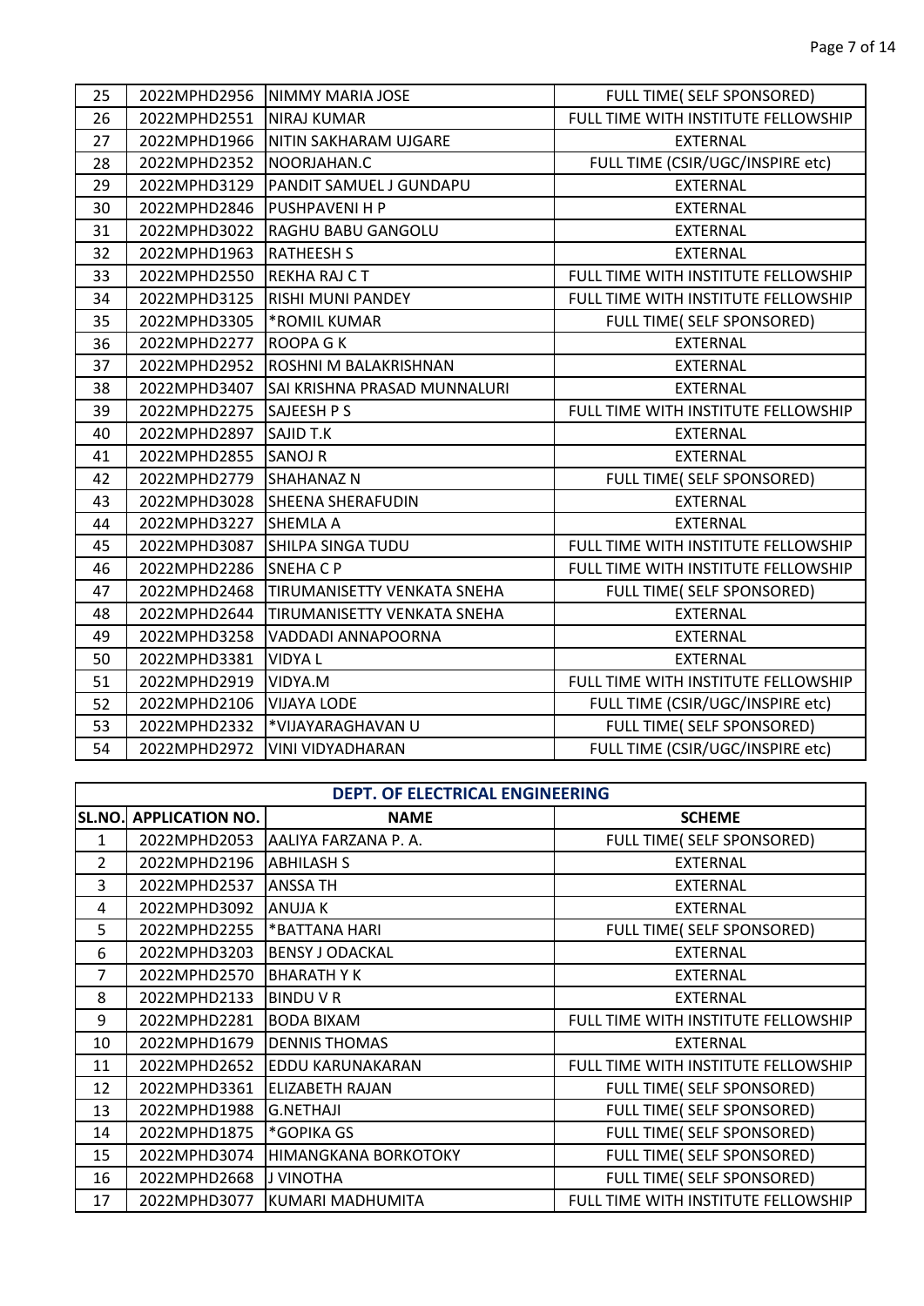| | | | |
|---|---|---|---|
| 25 | 2022MPHD2956 | NIMMY MARIA JOSE | FULL TIME( SELF SPONSORED) |
| 26 | 2022MPHD2551 | NIRAJ KUMAR | FULL TIME WITH INSTITUTE FELLOWSHIP |
| 27 | 2022MPHD1966 | NITIN SAKHARAM UJGARE | EXTERNAL |
| 28 | 2022MPHD2352 | NOORJAHAN.C | FULL TIME (CSIR/UGC/INSPIRE etc) |
| 29 | 2022MPHD3129 | PANDIT SAMUEL J GUNDAPU | EXTERNAL |
| 30 | 2022MPHD2846 | PUSHPAVENI H P | EXTERNAL |
| 31 | 2022MPHD3022 | RAGHU BABU GANGOLU | EXTERNAL |
| 32 | 2022MPHD1963 | RATHEESH S | EXTERNAL |
| 33 | 2022MPHD2550 | REKHA RAJ C T | FULL TIME WITH INSTITUTE FELLOWSHIP |
| 34 | 2022MPHD3125 | RISHI MUNI PANDEY | FULL TIME WITH INSTITUTE FELLOWSHIP |
| 35 | 2022MPHD3305 | *ROMIL KUMAR | FULL TIME( SELF SPONSORED) |
| 36 | 2022MPHD2277 | ROOPA G K | EXTERNAL |
| 37 | 2022MPHD2952 | ROSHNI M BALAKRISHNAN | EXTERNAL |
| 38 | 2022MPHD3407 | SAI KRISHNA PRASAD MUNNALURI | EXTERNAL |
| 39 | 2022MPHD2275 | SAJEESH P S | FULL TIME WITH INSTITUTE FELLOWSHIP |
| 40 | 2022MPHD2897 | SAJID T.K | EXTERNAL |
| 41 | 2022MPHD2855 | SANOJ R | EXTERNAL |
| 42 | 2022MPHD2779 | SHAHANAZ N | FULL TIME( SELF SPONSORED) |
| 43 | 2022MPHD3028 | SHEENA SHERAFUDIN | EXTERNAL |
| 44 | 2022MPHD3227 | SHEMLA A | EXTERNAL |
| 45 | 2022MPHD3087 | SHILPA SINGA TUDU | FULL TIME WITH INSTITUTE FELLOWSHIP |
| 46 | 2022MPHD2286 | SNEHA C P | FULL TIME WITH INSTITUTE FELLOWSHIP |
| 47 | 2022MPHD2468 | TIRUMANISETTY VENKATA SNEHA | FULL TIME( SELF SPONSORED) |
| 48 | 2022MPHD2644 | TIRUMANISETTY VENKATA SNEHA | EXTERNAL |
| 49 | 2022MPHD3258 | VADDADI ANNAPOORNA | EXTERNAL |
| 50 | 2022MPHD3381 | VIDYA L | EXTERNAL |
| 51 | 2022MPHD2919 | VIDYA.M | FULL TIME WITH INSTITUTE FELLOWSHIP |
| 52 | 2022MPHD2106 | VIJAYA LODE | FULL TIME (CSIR/UGC/INSPIRE etc) |
| 53 | 2022MPHD2332 | *VIJAYARAGHAVAN U | FULL TIME( SELF SPONSORED) |
| 54 | 2022MPHD2972 | VINI VIDYADHARAN | FULL TIME (CSIR/UGC/INSPIRE etc) |

**DEPT. OF ELECTRICAL ENGINEERING**

| SL.NO. | APPLICATION NO. | NAME | SCHEME |
|---|---|---|---|
| 1 | 2022MPHD2053 | AALIYA FARZANA P. A. | FULL TIME( SELF SPONSORED) |
| 2 | 2022MPHD2196 | ABHILASH S | EXTERNAL |
| 3 | 2022MPHD2537 | ANSSA TH | EXTERNAL |
| 4 | 2022MPHD3092 | ANUJA K | EXTERNAL |
| 5 | 2022MPHD2255 | *BATTANA HARI | FULL TIME( SELF SPONSORED) |
| 6 | 2022MPHD3203 | BENSY J ODACKAL | EXTERNAL |
| 7 | 2022MPHD2570 | BHARATH Y K | EXTERNAL |
| 8 | 2022MPHD2133 | BINDU V R | EXTERNAL |
| 9 | 2022MPHD2281 | BODA BIXAM | FULL TIME WITH INSTITUTE FELLOWSHIP |
| 10 | 2022MPHD1679 | DENNIS THOMAS | EXTERNAL |
| 11 | 2022MPHD2652 | EDDU KARUNAKARAN | FULL TIME WITH INSTITUTE FELLOWSHIP |
| 12 | 2022MPHD3361 | ELIZABETH RAJAN | FULL TIME( SELF SPONSORED) |
| 13 | 2022MPHD1988 | G.NETHAJI | FULL TIME( SELF SPONSORED) |
| 14 | 2022MPHD1875 | *GOPIKA GS | FULL TIME( SELF SPONSORED) |
| 15 | 2022MPHD3074 | HIMANGKANA BORKOTOKY | FULL TIME( SELF SPONSORED) |
| 16 | 2022MPHD2668 | J VINOTHA | FULL TIME( SELF SPONSORED) |
| 17 | 2022MPHD3077 | KUMARI MADHUMITA | FULL TIME WITH INSTITUTE FELLOWSHIP |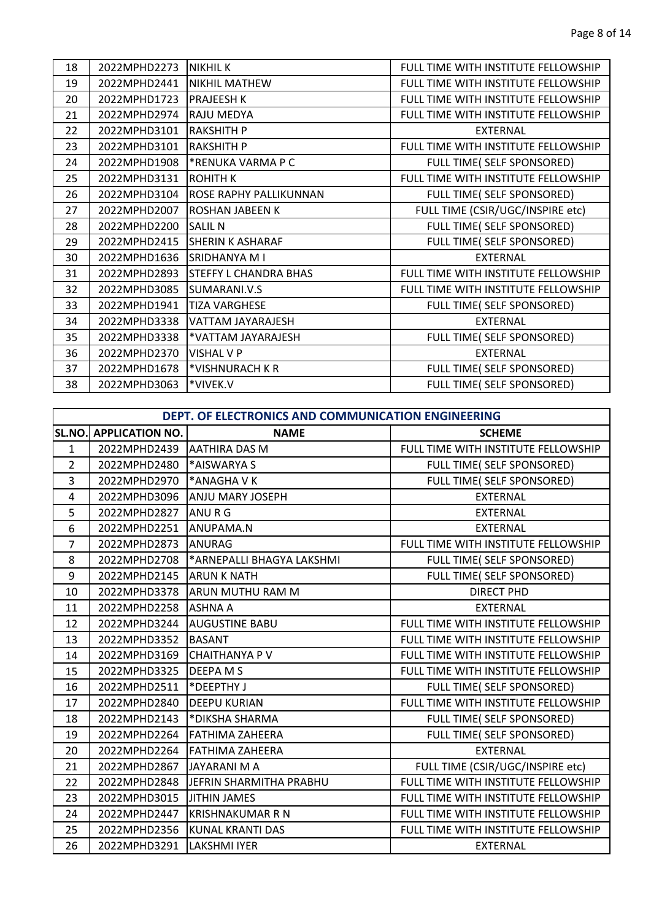| | | | |
|---|---|---|---|
| 18 | 2022MPHD2273 | NIKHIL K | FULL TIME WITH INSTITUTE FELLOWSHIP |
| 19 | 2022MPHD2441 | NIKHIL MATHEW | FULL TIME WITH INSTITUTE FELLOWSHIP |
| 20 | 2022MPHD1723 | PRAJEESH K | FULL TIME WITH INSTITUTE FELLOWSHIP |
| 21 | 2022MPHD2974 | RAJU MEDYA | FULL TIME WITH INSTITUTE FELLOWSHIP |
| 22 | 2022MPHD3101 | RAKSHITH P | EXTERNAL |
| 23 | 2022MPHD3101 | RAKSHITH P | FULL TIME WITH INSTITUTE FELLOWSHIP |
| 24 | 2022MPHD1908 | *RENUKA VARMA P C | FULL TIME( SELF SPONSORED) |
| 25 | 2022MPHD3131 | ROHITH K | FULL TIME WITH INSTITUTE FELLOWSHIP |
| 26 | 2022MPHD3104 | ROSE RAPHY PALLIKUNNAN | FULL TIME( SELF SPONSORED) |
| 27 | 2022MPHD2007 | ROSHAN JABEEN K | FULL TIME (CSIR/UGC/INSPIRE etc) |
| 28 | 2022MPHD2200 | SALIL N | FULL TIME( SELF SPONSORED) |
| 29 | 2022MPHD2415 | SHERIN K ASHARAF | FULL TIME( SELF SPONSORED) |
| 30 | 2022MPHD1636 | SRIDHANYA M I | EXTERNAL |
| 31 | 2022MPHD2893 | STEFFY L CHANDRA BHAS | FULL TIME WITH INSTITUTE FELLOWSHIP |
| 32 | 2022MPHD3085 | SUMARANI.V.S | FULL TIME WITH INSTITUTE FELLOWSHIP |
| 33 | 2022MPHD1941 | TIZA VARGHESE | FULL TIME( SELF SPONSORED) |
| 34 | 2022MPHD3338 | VATTAM JAYARAJESH | EXTERNAL |
| 35 | 2022MPHD3338 | *VATTAM JAYARAJESH | FULL TIME( SELF SPONSORED) |
| 36 | 2022MPHD2370 | VISHAL V P | EXTERNAL |
| 37 | 2022MPHD1678 | *VISHNURACH K R | FULL TIME( SELF SPONSORED) |
| 38 | 2022MPHD3063 | *VIVEK.V | FULL TIME( SELF SPONSORED) |

**DEPT. OF ELECTRONICS AND COMMUNICATION ENGINEERING**

| SL.NO. | APPLICATION NO. | NAME | SCHEME |
|---|---|---|---|
| 1 | 2022MPHD2439 | AATHIRA DAS M | FULL TIME WITH INSTITUTE FELLOWSHIP |
| 2 | 2022MPHD2480 | *AISWARYA S | FULL TIME( SELF SPONSORED) |
| 3 | 2022MPHD2970 | *ANAGHA V K | FULL TIME( SELF SPONSORED) |
| 4 | 2022MPHD3096 | ANJU MARY JOSEPH | EXTERNAL |
| 5 | 2022MPHD2827 | ANU R G | EXTERNAL |
| 6 | 2022MPHD2251 | ANUPAMA.N | EXTERNAL |
| 7 | 2022MPHD2873 | ANURAG | FULL TIME WITH INSTITUTE FELLOWSHIP |
| 8 | 2022MPHD2708 | *ARNEPALLI BHAGYA LAKSHMI | FULL TIME( SELF SPONSORED) |
| 9 | 2022MPHD2145 | ARUN K NATH | FULL TIME( SELF SPONSORED) |
| 10 | 2022MPHD3378 | ARUN MUTHU RAM M | DIRECT PHD |
| 11 | 2022MPHD2258 | ASHNA A | EXTERNAL |
| 12 | 2022MPHD3244 | AUGUSTINE BABU | FULL TIME WITH INSTITUTE FELLOWSHIP |
| 13 | 2022MPHD3352 | BASANT | FULL TIME WITH INSTITUTE FELLOWSHIP |
| 14 | 2022MPHD3169 | CHAITHANYA P V | FULL TIME WITH INSTITUTE FELLOWSHIP |
| 15 | 2022MPHD3325 | DEEPA M S | FULL TIME WITH INSTITUTE FELLOWSHIP |
| 16 | 2022MPHD2511 | *DEEPTHY J | FULL TIME( SELF SPONSORED) |
| 17 | 2022MPHD2840 | DEEPU KURIAN | FULL TIME WITH INSTITUTE FELLOWSHIP |
| 18 | 2022MPHD2143 | *DIKSHA SHARMA | FULL TIME( SELF SPONSORED) |
| 19 | 2022MPHD2264 | FATHIMA ZAHEERA | FULL TIME( SELF SPONSORED) |
| 20 | 2022MPHD2264 | FATHIMA ZAHEERA | EXTERNAL |
| 21 | 2022MPHD2867 | JAYARANI M A | FULL TIME (CSIR/UGC/INSPIRE etc) |
| 22 | 2022MPHD2848 | JEFRIN SHARMITHA PRABHU | FULL TIME WITH INSTITUTE FELLOWSHIP |
| 23 | 2022MPHD3015 | JITHIN JAMES | FULL TIME WITH INSTITUTE FELLOWSHIP |
| 24 | 2022MPHD2447 | KRISHNAKUMAR R N | FULL TIME WITH INSTITUTE FELLOWSHIP |
| 25 | 2022MPHD2356 | KUNAL KRANTI DAS | FULL TIME WITH INSTITUTE FELLOWSHIP |
| 26 | 2022MPHD3291 | LAKSHMI IYER | EXTERNAL |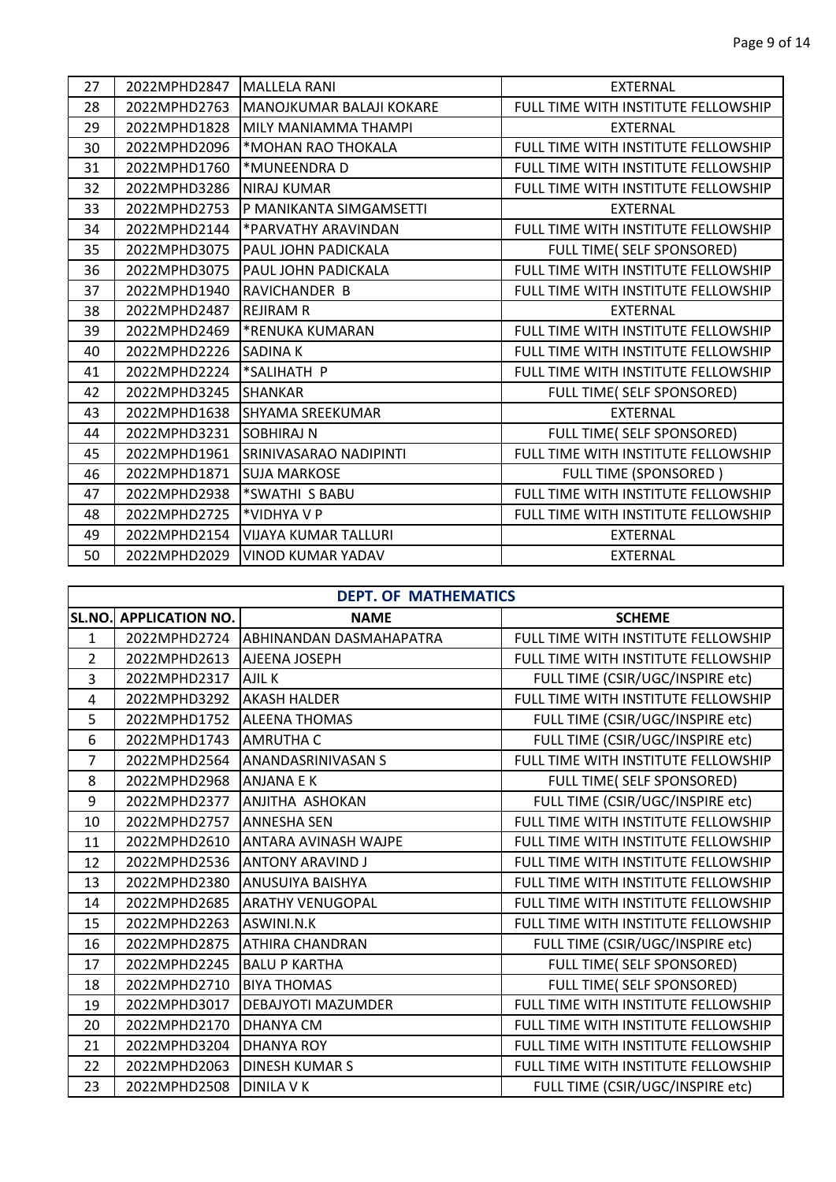| 27 | 2022MPHD2847 | MALLELA RANI | EXTERNAL |
|---|---|---|---|
| 28 | 2022MPHD2763 | MANOJKUMAR BALAJI KOKARE | FULL TIME WITH INSTITUTE FELLOWSHIP |
| 29 | 2022MPHD1828 | MILY MANIAMMA THAMPI | EXTERNAL |
| 30 | 2022MPHD2096 | *MOHAN RAO THOKALA | FULL TIME WITH INSTITUTE FELLOWSHIP |
| 31 | 2022MPHD1760 | *MUNEENDRA D | FULL TIME WITH INSTITUTE FELLOWSHIP |
| 32 | 2022MPHD3286 | NIRAJ KUMAR | FULL TIME WITH INSTITUTE FELLOWSHIP |
| 33 | 2022MPHD2753 | P MANIKANTA SIMGAMSETTI | EXTERNAL |
| 34 | 2022MPHD2144 | *PARVATHY ARAVINDAN | FULL TIME WITH INSTITUTE FELLOWSHIP |
| 35 | 2022MPHD3075 | PAUL JOHN PADICKALA | FULL TIME( SELF SPONSORED) |
| 36 | 2022MPHD3075 | PAUL JOHN PADICKALA | FULL TIME WITH INSTITUTE FELLOWSHIP |
| 37 | 2022MPHD1940 | RAVICHANDER B | FULL TIME WITH INSTITUTE FELLOWSHIP |
| 38 | 2022MPHD2487 | REJIRAM R | EXTERNAL |
| 39 | 2022MPHD2469 | *RENUKA KUMARAN | FULL TIME WITH INSTITUTE FELLOWSHIP |
| 40 | 2022MPHD2226 | SADINA K | FULL TIME WITH INSTITUTE FELLOWSHIP |
| 41 | 2022MPHD2224 | *SALIHATH P | FULL TIME WITH INSTITUTE FELLOWSHIP |
| 42 | 2022MPHD3245 | SHANKAR | FULL TIME( SELF SPONSORED) |
| 43 | 2022MPHD1638 | SHYAMA SREEKUMAR | EXTERNAL |
| 44 | 2022MPHD3231 | SOBHIRAJ N | FULL TIME( SELF SPONSORED) |
| 45 | 2022MPHD1961 | SRINIVASARAO NADIPINTI | FULL TIME WITH INSTITUTE FELLOWSHIP |
| 46 | 2022MPHD1871 | SUJA MARKOSE | FULL TIME (SPONSORED ) |
| 47 | 2022MPHD2938 | *SWATHI S BABU | FULL TIME WITH INSTITUTE FELLOWSHIP |
| 48 | 2022MPHD2725 | *VIDHYA V P | FULL TIME WITH INSTITUTE FELLOWSHIP |
| 49 | 2022MPHD2154 | VIJAYA KUMAR TALLURI | EXTERNAL |
| 50 | 2022MPHD2029 | VINOD KUMAR YADAV | EXTERNAL |

## DEPT. OF MATHEMATICS

| SL.NO. | APPLICATION NO. | NAME | SCHEME |
|---|---|---|---|
| 1 | 2022MPHD2724 | ABHINANDAN DASMAHAPATRA | FULL TIME WITH INSTITUTE FELLOWSHIP |
| 2 | 2022MPHD2613 | AJEENA JOSEPH | FULL TIME WITH INSTITUTE FELLOWSHIP |
| 3 | 2022MPHD2317 | AJIL K | FULL TIME (CSIR/UGC/INSPIRE etc) |
| 4 | 2022MPHD3292 | AKASH HALDER | FULL TIME WITH INSTITUTE FELLOWSHIP |
| 5 | 2022MPHD1752 | ALEENA THOMAS | FULL TIME (CSIR/UGC/INSPIRE etc) |
| 6 | 2022MPHD1743 | AMRUTHA C | FULL TIME (CSIR/UGC/INSPIRE etc) |
| 7 | 2022MPHD2564 | ANANDASRINIVASAN S | FULL TIME WITH INSTITUTE FELLOWSHIP |
| 8 | 2022MPHD2968 | ANJANA E K | FULL TIME( SELF SPONSORED) |
| 9 | 2022MPHD2377 | ANJITHA ASHOKAN | FULL TIME (CSIR/UGC/INSPIRE etc) |
| 10 | 2022MPHD2757 | ANNESHA SEN | FULL TIME WITH INSTITUTE FELLOWSHIP |
| 11 | 2022MPHD2610 | ANTARA AVINASH WAJPE | FULL TIME WITH INSTITUTE FELLOWSHIP |
| 12 | 2022MPHD2536 | ANTONY ARAVIND J | FULL TIME WITH INSTITUTE FELLOWSHIP |
| 13 | 2022MPHD2380 | ANUSUIYA BAISHYA | FULL TIME WITH INSTITUTE FELLOWSHIP |
| 14 | 2022MPHD2685 | ARATHY VENUGOPAL | FULL TIME WITH INSTITUTE FELLOWSHIP |
| 15 | 2022MPHD2263 | ASWINI.N.K | FULL TIME WITH INSTITUTE FELLOWSHIP |
| 16 | 2022MPHD2875 | ATHIRA CHANDRAN | FULL TIME (CSIR/UGC/INSPIRE etc) |
| 17 | 2022MPHD2245 | BALU P KARTHA | FULL TIME( SELF SPONSORED) |
| 18 | 2022MPHD2710 | BIYA THOMAS | FULL TIME( SELF SPONSORED) |
| 19 | 2022MPHD3017 | DEBAJYOTI MAZUMDER | FULL TIME WITH INSTITUTE FELLOWSHIP |
| 20 | 2022MPHD2170 | DHANYA CM | FULL TIME WITH INSTITUTE FELLOWSHIP |
| 21 | 2022MPHD3204 | DHANYA ROY | FULL TIME WITH INSTITUTE FELLOWSHIP |
| 22 | 2022MPHD2063 | DINESH KUMAR S | FULL TIME WITH INSTITUTE FELLOWSHIP |
| 23 | 2022MPHD2508 | DINILA V K | FULL TIME (CSIR/UGC/INSPIRE etc) |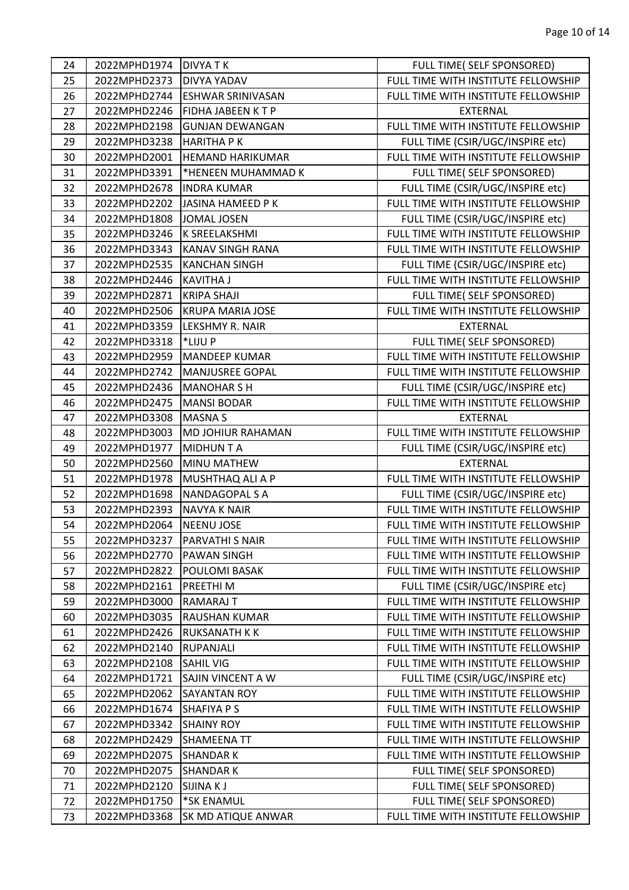| 24 | 2022MPHD1974 | DIVYA T K | FULL TIME( SELF SPONSORED) |
|---|---|---|---|
| 25 | 2022MPHD2373 | DIVYA YADAV | FULL TIME WITH INSTITUTE FELLOWSHIP |
| 26 | 2022MPHD2744 | ESHWAR SRINIVASAN | FULL TIME WITH INSTITUTE FELLOWSHIP |
| 27 | 2022MPHD2246 | FIDHA JABEEN K T P | EXTERNAL |
| 28 | 2022MPHD2198 | GUNJAN DEWANGAN | FULL TIME WITH INSTITUTE FELLOWSHIP |
| 29 | 2022MPHD3238 | HARITHA P K | FULL TIME (CSIR/UGC/INSPIRE etc) |
| 30 | 2022MPHD2001 | HEMAND HARIKUMAR | FULL TIME WITH INSTITUTE FELLOWSHIP |
| 31 | 2022MPHD3391 | *HENEEN MUHAMMAD K | FULL TIME( SELF SPONSORED) |
| 32 | 2022MPHD2678 | INDRA KUMAR | FULL TIME (CSIR/UGC/INSPIRE etc) |
| 33 | 2022MPHD2202 | JASINA HAMEED P K | FULL TIME WITH INSTITUTE FELLOWSHIP |
| 34 | 2022MPHD1808 | JOMAL JOSEN | FULL TIME (CSIR/UGC/INSPIRE etc) |
| 35 | 2022MPHD3246 | K SREELAKSHMI | FULL TIME WITH INSTITUTE FELLOWSHIP |
| 36 | 2022MPHD3343 | KANAV SINGH RANA | FULL TIME WITH INSTITUTE FELLOWSHIP |
| 37 | 2022MPHD2535 | KANCHAN SINGH | FULL TIME (CSIR/UGC/INSPIRE etc) |
| 38 | 2022MPHD2446 | KAVITHA J | FULL TIME WITH INSTITUTE FELLOWSHIP |
| 39 | 2022MPHD2871 | KRIPA SHAJI | FULL TIME( SELF SPONSORED) |
| 40 | 2022MPHD2506 | KRUPA MARIA JOSE | FULL TIME WITH INSTITUTE FELLOWSHIP |
| 41 | 2022MPHD3359 | LEKSHMY R. NAIR | EXTERNAL |
| 42 | 2022MPHD3318 | *LIJU P | FULL TIME( SELF SPONSORED) |
| 43 | 2022MPHD2959 | MANDEEP KUMAR | FULL TIME WITH INSTITUTE FELLOWSHIP |
| 44 | 2022MPHD2742 | MANJUSREE GOPAL | FULL TIME WITH INSTITUTE FELLOWSHIP |
| 45 | 2022MPHD2436 | MANOHAR S H | FULL TIME (CSIR/UGC/INSPIRE etc) |
| 46 | 2022MPHD2475 | MANSI BODAR | FULL TIME WITH INSTITUTE FELLOWSHIP |
| 47 | 2022MPHD3308 | MASNA S | EXTERNAL |
| 48 | 2022MPHD3003 | MD JOHIUR RAHAMAN | FULL TIME WITH INSTITUTE FELLOWSHIP |
| 49 | 2022MPHD1977 | MIDHUN T A | FULL TIME (CSIR/UGC/INSPIRE etc) |
| 50 | 2022MPHD2560 | MINU MATHEW | EXTERNAL |
| 51 | 2022MPHD1978 | MUSHTHAQ ALI A P | FULL TIME WITH INSTITUTE FELLOWSHIP |
| 52 | 2022MPHD1698 | NANDAGOPAL S A | FULL TIME (CSIR/UGC/INSPIRE etc) |
| 53 | 2022MPHD2393 | NAVYA K NAIR | FULL TIME WITH INSTITUTE FELLOWSHIP |
| 54 | 2022MPHD2064 | NEENU JOSE | FULL TIME WITH INSTITUTE FELLOWSHIP |
| 55 | 2022MPHD3237 | PARVATHI S NAIR | FULL TIME WITH INSTITUTE FELLOWSHIP |
| 56 | 2022MPHD2770 | PAWAN SINGH | FULL TIME WITH INSTITUTE FELLOWSHIP |
| 57 | 2022MPHD2822 | POULOMI BASAK | FULL TIME WITH INSTITUTE FELLOWSHIP |
| 58 | 2022MPHD2161 | PREETHI M | FULL TIME (CSIR/UGC/INSPIRE etc) |
| 59 | 2022MPHD3000 | RAMARAJ T | FULL TIME WITH INSTITUTE FELLOWSHIP |
| 60 | 2022MPHD3035 | RAUSHAN KUMAR | FULL TIME WITH INSTITUTE FELLOWSHIP |
| 61 | 2022MPHD2426 | RUKSANATH K K | FULL TIME WITH INSTITUTE FELLOWSHIP |
| 62 | 2022MPHD2140 | RUPANJALI | FULL TIME WITH INSTITUTE FELLOWSHIP |
| 63 | 2022MPHD2108 | SAHIL VIG | FULL TIME WITH INSTITUTE FELLOWSHIP |
| 64 | 2022MPHD1721 | SAJIN VINCENT A W | FULL TIME (CSIR/UGC/INSPIRE etc) |
| 65 | 2022MPHD2062 | SAYANTAN ROY | FULL TIME WITH INSTITUTE FELLOWSHIP |
| 66 | 2022MPHD1674 | SHAFIYA P S | FULL TIME WITH INSTITUTE FELLOWSHIP |
| 67 | 2022MPHD3342 | SHAINY ROY | FULL TIME WITH INSTITUTE FELLOWSHIP |
| 68 | 2022MPHD2429 | SHAMEENA TT | FULL TIME WITH INSTITUTE FELLOWSHIP |
| 69 | 2022MPHD2075 | SHANDAR K | FULL TIME WITH INSTITUTE FELLOWSHIP |
| 70 | 2022MPHD2075 | SHANDAR K | FULL TIME( SELF SPONSORED) |
| 71 | 2022MPHD2120 | SIJINA K J | FULL TIME( SELF SPONSORED) |
| 72 | 2022MPHD1750 | *SK ENAMUL | FULL TIME( SELF SPONSORED) |
| 73 | 2022MPHD3368 | SK MD ATIQUE ANWAR | FULL TIME WITH INSTITUTE FELLOWSHIP |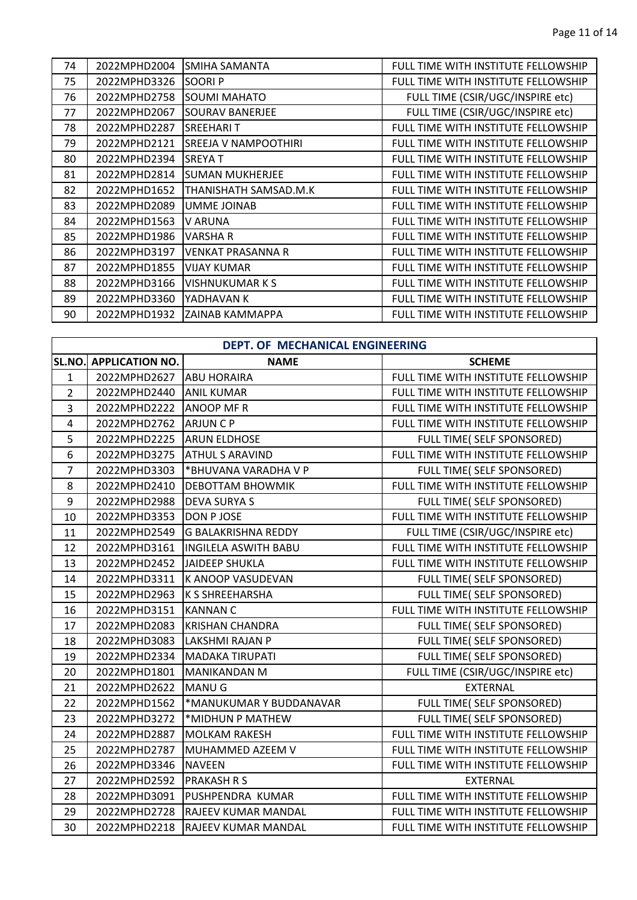| 74 | 2022MPHD2004 | SMIHA SAMANTA | FULL TIME WITH INSTITUTE FELLOWSHIP |
|---|---|---|---|
| 75 | 2022MPHD3326 | SOORI P | FULL TIME WITH INSTITUTE FELLOWSHIP |
| 76 | 2022MPHD2758 | SOUMI MAHATO | FULL TIME (CSIR/UGC/INSPIRE etc) |
| 77 | 2022MPHD2067 | SOURAV BANERJEE | FULL TIME (CSIR/UGC/INSPIRE etc) |
| 78 | 2022MPHD2287 | SREEHARI T | FULL TIME WITH INSTITUTE FELLOWSHIP |
| 79 | 2022MPHD2121 | SREEJA V NAMPOOTHIRI | FULL TIME WITH INSTITUTE FELLOWSHIP |
| 80 | 2022MPHD2394 | SREYA T | FULL TIME WITH INSTITUTE FELLOWSHIP |
| 81 | 2022MPHD2814 | SUMAN MUKHERJEE | FULL TIME WITH INSTITUTE FELLOWSHIP |
| 82 | 2022MPHD1652 | THANISHATH SAMSAD.M.K | FULL TIME WITH INSTITUTE FELLOWSHIP |
| 83 | 2022MPHD2089 | UMME JOINAB | FULL TIME WITH INSTITUTE FELLOWSHIP |
| 84 | 2022MPHD1563 | V ARUNA | FULL TIME WITH INSTITUTE FELLOWSHIP |
| 85 | 2022MPHD1986 | VARSHA R | FULL TIME WITH INSTITUTE FELLOWSHIP |
| 86 | 2022MPHD3197 | VENKAT PRASANNA R | FULL TIME WITH INSTITUTE FELLOWSHIP |
| 87 | 2022MPHD1855 | VIJAY KUMAR | FULL TIME WITH INSTITUTE FELLOWSHIP |
| 88 | 2022MPHD3166 | VISHNUKUMAR K S | FULL TIME WITH INSTITUTE FELLOWSHIP |
| 89 | 2022MPHD3360 | YADHAVAN K | FULL TIME WITH INSTITUTE FELLOWSHIP |
| 90 | 2022MPHD1932 | ZAINAB KAMMAPPA | FULL TIME WITH INSTITUTE FELLOWSHIP |

## DEPT. OF MECHANICAL ENGINEERING

| SL.NO. | APPLICATION NO. | NAME | SCHEME |
|---|---|---|---|
| 1 | 2022MPHD2627 | ABU HORAIRA | FULL TIME WITH INSTITUTE FELLOWSHIP |
| 2 | 2022MPHD2440 | ANIL KUMAR | FULL TIME WITH INSTITUTE FELLOWSHIP |
| 3 | 2022MPHD2222 | ANOOP MF R | FULL TIME WITH INSTITUTE FELLOWSHIP |
| 4 | 2022MPHD2762 | ARJUN C P | FULL TIME WITH INSTITUTE FELLOWSHIP |
| 5 | 2022MPHD2225 | ARUN ELDHOSE | FULL TIME( SELF SPONSORED) |
| 6 | 2022MPHD3275 | ATHUL S ARAVIND | FULL TIME WITH INSTITUTE FELLOWSHIP |
| 7 | 2022MPHD3303 | *BHUVANA VARADHA V P | FULL TIME( SELF SPONSORED) |
| 8 | 2022MPHD2410 | DEBOTTAM BHOWMIK | FULL TIME WITH INSTITUTE FELLOWSHIP |
| 9 | 2022MPHD2988 | DEVA SURYA S | FULL TIME( SELF SPONSORED) |
| 10 | 2022MPHD3353 | DON P JOSE | FULL TIME WITH INSTITUTE FELLOWSHIP |
| 11 | 2022MPHD2549 | G BALAKRISHNA REDDY | FULL TIME (CSIR/UGC/INSPIRE etc) |
| 12 | 2022MPHD3161 | INGILELA ASWITH BABU | FULL TIME WITH INSTITUTE FELLOWSHIP |
| 13 | 2022MPHD2452 | JAIDEEP SHUKLA | FULL TIME WITH INSTITUTE FELLOWSHIP |
| 14 | 2022MPHD3311 | K ANOOP VASUDEVAN | FULL TIME( SELF SPONSORED) |
| 15 | 2022MPHD2963 | K S SHREEHARSHA | FULL TIME( SELF SPONSORED) |
| 16 | 2022MPHD3151 | KANNAN C | FULL TIME WITH INSTITUTE FELLOWSHIP |
| 17 | 2022MPHD2083 | KRISHAN CHANDRA | FULL TIME( SELF SPONSORED) |
| 18 | 2022MPHD3083 | LAKSHMI RAJAN P | FULL TIME( SELF SPONSORED) |
| 19 | 2022MPHD2334 | MADAKA TIRUPATI | FULL TIME( SELF SPONSORED) |
| 20 | 2022MPHD1801 | MANIKANDAN M | FULL TIME (CSIR/UGC/INSPIRE etc) |
| 21 | 2022MPHD2622 | MANU G | EXTERNAL |
| 22 | 2022MPHD1562 | *MANUKUMAR Y BUDDANAVAR | FULL TIME( SELF SPONSORED) |
| 23 | 2022MPHD3272 | *MIDHUN P MATHEW | FULL TIME( SELF SPONSORED) |
| 24 | 2022MPHD2887 | MOLKAM RAKESH | FULL TIME WITH INSTITUTE FELLOWSHIP |
| 25 | 2022MPHD2787 | MUHAMMED AZEEM V | FULL TIME WITH INSTITUTE FELLOWSHIP |
| 26 | 2022MPHD3346 | NAVEEN | FULL TIME WITH INSTITUTE FELLOWSHIP |
| 27 | 2022MPHD2592 | PRAKASH R S | EXTERNAL |
| 28 | 2022MPHD3091 | PUSHPENDRA KUMAR | FULL TIME WITH INSTITUTE FELLOWSHIP |
| 29 | 2022MPHD2728 | RAJEEV KUMAR MANDAL | FULL TIME WITH INSTITUTE FELLOWSHIP |
| 30 | 2022MPHD2218 | RAJEEV KUMAR MANDAL | FULL TIME WITH INSTITUTE FELLOWSHIP |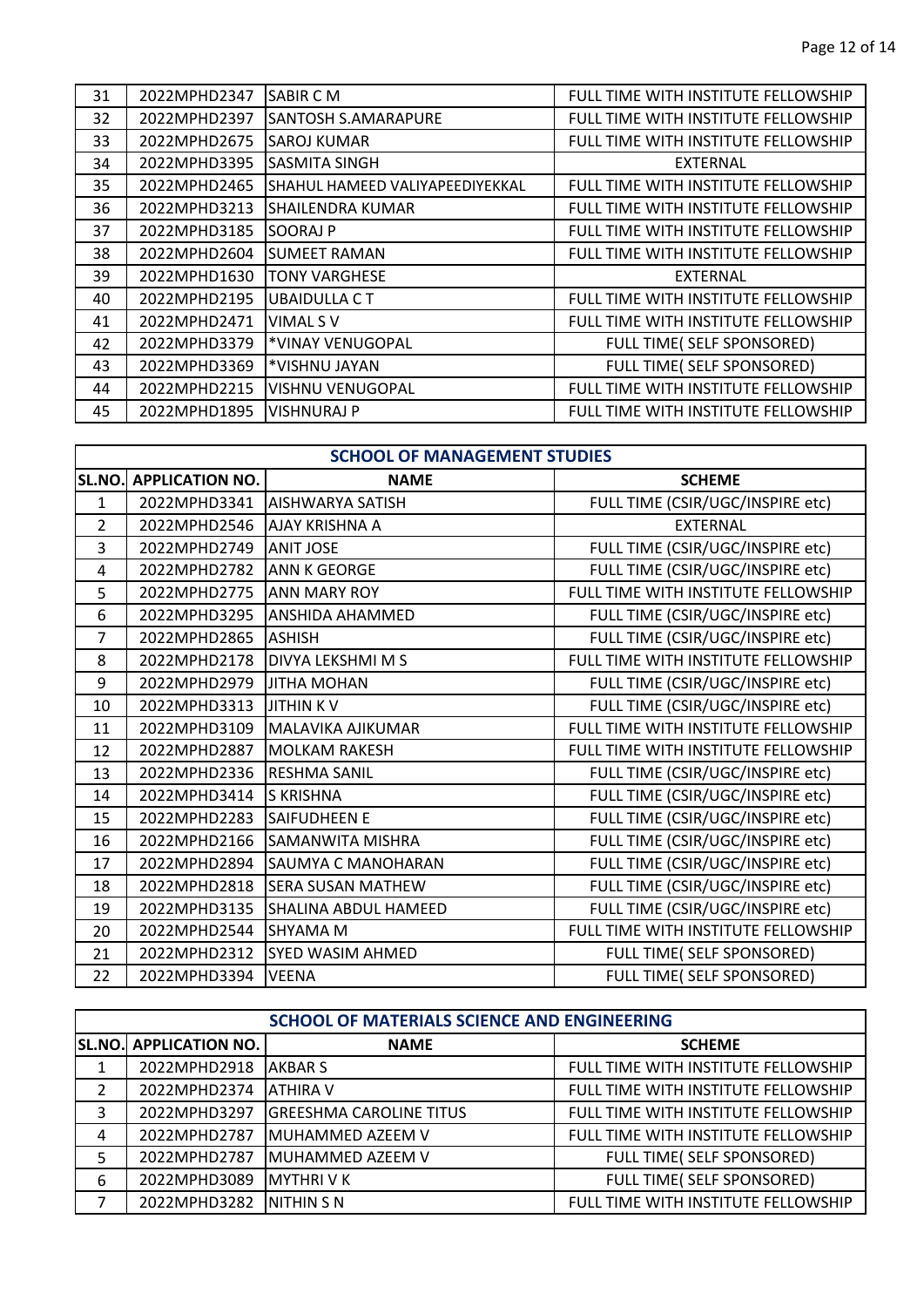| SL.NO. | APPLICATION NO. | NAME | SCHEME |
|---|---|---|---|
| 31 | 2022MPHD2347 | SABIR C M | FULL TIME WITH INSTITUTE FELLOWSHIP |
| 32 | 2022MPHD2397 | SANTOSH S.AMARAPURE | FULL TIME WITH INSTITUTE FELLOWSHIP |
| 33 | 2022MPHD2675 | SAROJ KUMAR | FULL TIME WITH INSTITUTE FELLOWSHIP |
| 34 | 2022MPHD3395 | SASMITA SINGH | EXTERNAL |
| 35 | 2022MPHD2465 | SHAHUL HAMEED VALIYAPEEDIYEKKAL | FULL TIME WITH INSTITUTE FELLOWSHIP |
| 36 | 2022MPHD3213 | SHAILENDRA KUMAR | FULL TIME WITH INSTITUTE FELLOWSHIP |
| 37 | 2022MPHD3185 | SOORAJ P | FULL TIME WITH INSTITUTE FELLOWSHIP |
| 38 | 2022MPHD2604 | SUMEET RAMAN | FULL TIME WITH INSTITUTE FELLOWSHIP |
| 39 | 2022MPHD1630 | TONY VARGHESE | EXTERNAL |
| 40 | 2022MPHD2195 | UBAIDULLA C T | FULL TIME WITH INSTITUTE FELLOWSHIP |
| 41 | 2022MPHD2471 | VIMAL S V | FULL TIME WITH INSTITUTE FELLOWSHIP |
| 42 | 2022MPHD3379 | *VINAY VENUGOPAL | FULL TIME( SELF SPONSORED) |
| 43 | 2022MPHD3369 | *VISHNU JAYAN | FULL TIME( SELF SPONSORED) |
| 44 | 2022MPHD2215 | VISHNU VENUGOPAL | FULL TIME WITH INSTITUTE FELLOWSHIP |
| 45 | 2022MPHD1895 | VISHNURAJ P | FULL TIME WITH INSTITUTE FELLOWSHIP |

## SCHOOL OF MANAGEMENT STUDIES

| SL.NO. | APPLICATION NO. | NAME | SCHEME |
|---|---|---|---|
| 1 | 2022MPHD3341 | AISHWARYA SATISH | FULL TIME (CSIR/UGC/INSPIRE etc) |
| 2 | 2022MPHD2546 | AJAY KRISHNA A | EXTERNAL |
| 3 | 2022MPHD2749 | ANIT JOSE | FULL TIME (CSIR/UGC/INSPIRE etc) |
| 4 | 2022MPHD2782 | ANN K GEORGE | FULL TIME (CSIR/UGC/INSPIRE etc) |
| 5 | 2022MPHD2775 | ANN MARY ROY | FULL TIME WITH INSTITUTE FELLOWSHIP |
| 6 | 2022MPHD3295 | ANSHIDA AHAMMED | FULL TIME (CSIR/UGC/INSPIRE etc) |
| 7 | 2022MPHD2865 | ASHISH | FULL TIME (CSIR/UGC/INSPIRE etc) |
| 8 | 2022MPHD2178 | DIVYA LEKSHMI M S | FULL TIME WITH INSTITUTE FELLOWSHIP |
| 9 | 2022MPHD2979 | JITHA MOHAN | FULL TIME (CSIR/UGC/INSPIRE etc) |
| 10 | 2022MPHD3313 | JITHIN K V | FULL TIME (CSIR/UGC/INSPIRE etc) |
| 11 | 2022MPHD3109 | MALAVIKA AJIKUMAR | FULL TIME WITH INSTITUTE FELLOWSHIP |
| 12 | 2022MPHD2887 | MOLKAM RAKESH | FULL TIME WITH INSTITUTE FELLOWSHIP |
| 13 | 2022MPHD2336 | RESHMA SANIL | FULL TIME (CSIR/UGC/INSPIRE etc) |
| 14 | 2022MPHD3414 | S KRISHNA | FULL TIME (CSIR/UGC/INSPIRE etc) |
| 15 | 2022MPHD2283 | SAIFUDHEEN E | FULL TIME (CSIR/UGC/INSPIRE etc) |
| 16 | 2022MPHD2166 | SAMANWITA MISHRA | FULL TIME (CSIR/UGC/INSPIRE etc) |
| 17 | 2022MPHD2894 | SAUMYA C MANOHARAN | FULL TIME (CSIR/UGC/INSPIRE etc) |
| 18 | 2022MPHD2818 | SERA SUSAN MATHEW | FULL TIME (CSIR/UGC/INSPIRE etc) |
| 19 | 2022MPHD3135 | SHALINA ABDUL HAMEED | FULL TIME (CSIR/UGC/INSPIRE etc) |
| 20 | 2022MPHD2544 | SHYAMA M | FULL TIME WITH INSTITUTE FELLOWSHIP |
| 21 | 2022MPHD2312 | SYED WASIM AHMED | FULL TIME( SELF SPONSORED) |
| 22 | 2022MPHD3394 | VEENA | FULL TIME( SELF SPONSORED) |

## SCHOOL OF MATERIALS SCIENCE AND ENGINEERING

| SL.NO. | APPLICATION NO. | NAME | SCHEME |
|---|---|---|---|
| 1 | 2022MPHD2918 | AKBAR S | FULL TIME WITH INSTITUTE FELLOWSHIP |
| 2 | 2022MPHD2374 | ATHIRA V | FULL TIME WITH INSTITUTE FELLOWSHIP |
| 3 | 2022MPHD3297 | GREESHMA CAROLINE TITUS | FULL TIME WITH INSTITUTE FELLOWSHIP |
| 4 | 2022MPHD2787 | MUHAMMED AZEEM V | FULL TIME WITH INSTITUTE FELLOWSHIP |
| 5 | 2022MPHD2787 | MUHAMMED AZEEM V | FULL TIME( SELF SPONSORED) |
| 6 | 2022MPHD3089 | MYTHRI V K | FULL TIME( SELF SPONSORED) |
| 7 | 2022MPHD3282 | NITHIN S N | FULL TIME WITH INSTITUTE FELLOWSHIP |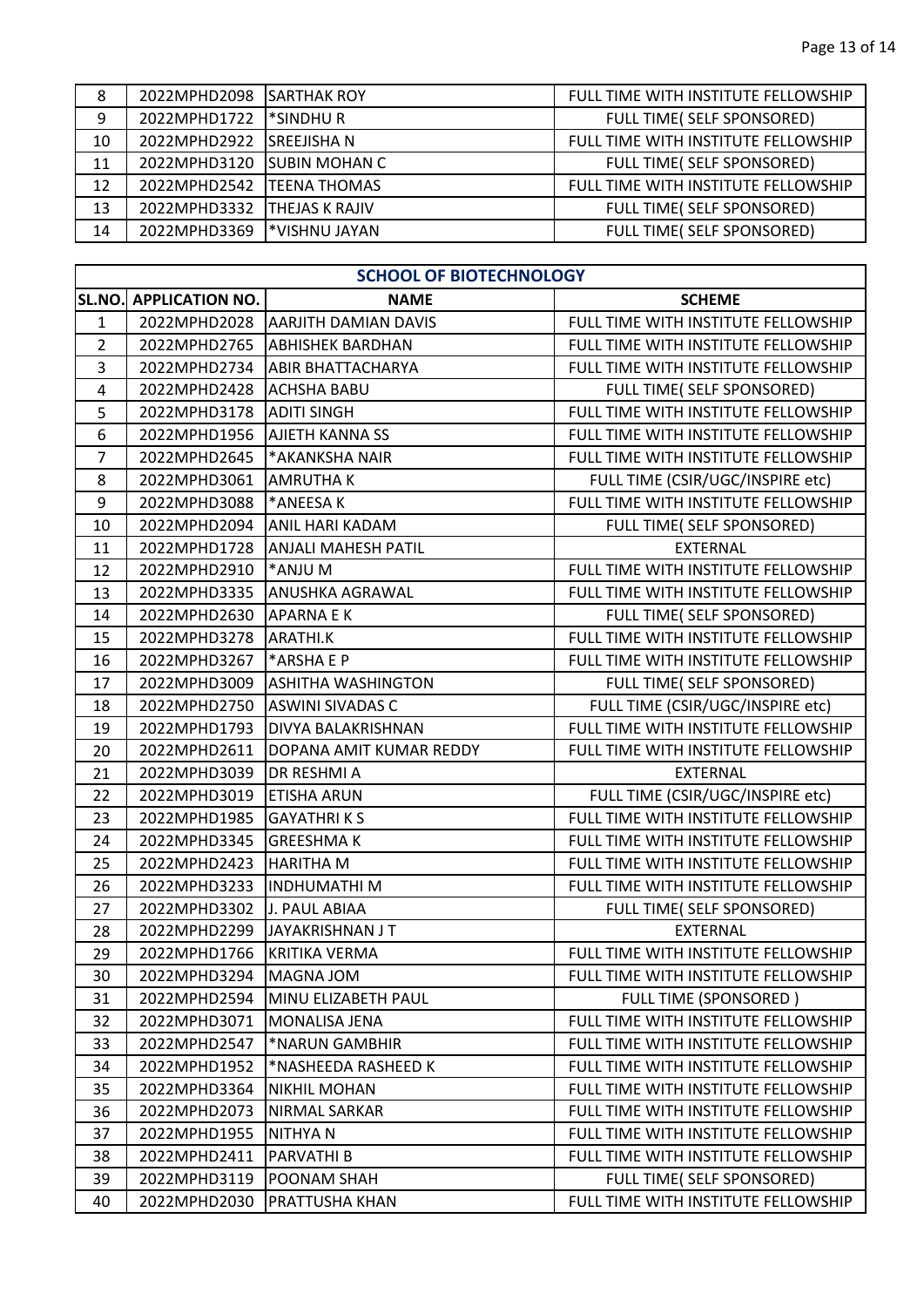| 8 | 2022MPHD2098 | SARTHAK ROY | FULL TIME WITH INSTITUTE FELLOWSHIP |
|---|---|---|---|
| 9 | 2022MPHD1722 | *SINDHU R | FULL TIME( SELF SPONSORED) |
| 10 | 2022MPHD2922 | SREEJISHA N | FULL TIME WITH INSTITUTE FELLOWSHIP |
| 11 | 2022MPHD3120 | SUBIN MOHAN C | FULL TIME( SELF SPONSORED) |
| 12 | 2022MPHD2542 | TEENA THOMAS | FULL TIME WITH INSTITUTE FELLOWSHIP |
| 13 | 2022MPHD3332 | THEJAS K RAJIV | FULL TIME( SELF SPONSORED) |
| 14 | 2022MPHD3369 | *VISHNU JAYAN | FULL TIME( SELF SPONSORED) |

**SCHOOL OF BIOTECHNOLOGY**

| SL.NO. | APPLICATION NO. | NAME | SCHEME |
|---|---|---|---|
| 1 | 2022MPHD2028 | AARJITH DAMIAN DAVIS | FULL TIME WITH INSTITUTE FELLOWSHIP |
| 2 | 2022MPHD2765 | ABHISHEK BARDHAN | FULL TIME WITH INSTITUTE FELLOWSHIP |
| 3 | 2022MPHD2734 | ABIR BHATTACHARYA | FULL TIME WITH INSTITUTE FELLOWSHIP |
| 4 | 2022MPHD2428 | ACHSHA BABU | FULL TIME( SELF SPONSORED) |
| 5 | 2022MPHD3178 | ADITI SINGH | FULL TIME WITH INSTITUTE FELLOWSHIP |
| 6 | 2022MPHD1956 | AJIETH KANNA SS | FULL TIME WITH INSTITUTE FELLOWSHIP |
| 7 | 2022MPHD2645 | *AKANKSHA NAIR | FULL TIME WITH INSTITUTE FELLOWSHIP |
| 8 | 2022MPHD3061 | AMRUTHA K | FULL TIME (CSIR/UGC/INSPIRE etc) |
| 9 | 2022MPHD3088 | *ANEESA K | FULL TIME WITH INSTITUTE FELLOWSHIP |
| 10 | 2022MPHD2094 | ANIL HARI KADAM | FULL TIME( SELF SPONSORED) |
| 11 | 2022MPHD1728 | ANJALI MAHESH PATIL | EXTERNAL |
| 12 | 2022MPHD2910 | *ANJU M | FULL TIME WITH INSTITUTE FELLOWSHIP |
| 13 | 2022MPHD3335 | ANUSHKA AGRAWAL | FULL TIME WITH INSTITUTE FELLOWSHIP |
| 14 | 2022MPHD2630 | APARNA E K | FULL TIME( SELF SPONSORED) |
| 15 | 2022MPHD3278 | ARATHI.K | FULL TIME WITH INSTITUTE FELLOWSHIP |
| 16 | 2022MPHD3267 | *ARSHA E P | FULL TIME WITH INSTITUTE FELLOWSHIP |
| 17 | 2022MPHD3009 | ASHITHA WASHINGTON | FULL TIME( SELF SPONSORED) |
| 18 | 2022MPHD2750 | ASWINI SIVADAS C | FULL TIME (CSIR/UGC/INSPIRE etc) |
| 19 | 2022MPHD1793 | DIVYA BALAKRISHNAN | FULL TIME WITH INSTITUTE FELLOWSHIP |
| 20 | 2022MPHD2611 | DOPANA AMIT KUMAR REDDY | FULL TIME WITH INSTITUTE FELLOWSHIP |
| 21 | 2022MPHD3039 | DR RESHMI A | EXTERNAL |
| 22 | 2022MPHD3019 | ETISHA ARUN | FULL TIME (CSIR/UGC/INSPIRE etc) |
| 23 | 2022MPHD1985 | GAYATHRI K S | FULL TIME WITH INSTITUTE FELLOWSHIP |
| 24 | 2022MPHD3345 | GREESHMA K | FULL TIME WITH INSTITUTE FELLOWSHIP |
| 25 | 2022MPHD2423 | HARITHA M | FULL TIME WITH INSTITUTE FELLOWSHIP |
| 26 | 2022MPHD3233 | INDHUMATHI M | FULL TIME WITH INSTITUTE FELLOWSHIP |
| 27 | 2022MPHD3302 | J. PAUL ABIAA | FULL TIME( SELF SPONSORED) |
| 28 | 2022MPHD2299 | JAYAKRISHNAN J T | EXTERNAL |
| 29 | 2022MPHD1766 | KRITIKA VERMA | FULL TIME WITH INSTITUTE FELLOWSHIP |
| 30 | 2022MPHD3294 | MAGNA JOM | FULL TIME WITH INSTITUTE FELLOWSHIP |
| 31 | 2022MPHD2594 | MINU ELIZABETH PAUL | FULL TIME (SPONSORED ) |
| 32 | 2022MPHD3071 | MONALISA JENA | FULL TIME WITH INSTITUTE FELLOWSHIP |
| 33 | 2022MPHD2547 | *NARUN GAMBHIR | FULL TIME WITH INSTITUTE FELLOWSHIP |
| 34 | 2022MPHD1952 | *NASHEEDA RASHEED K | FULL TIME WITH INSTITUTE FELLOWSHIP |
| 35 | 2022MPHD3364 | NIKHIL MOHAN | FULL TIME WITH INSTITUTE FELLOWSHIP |
| 36 | 2022MPHD2073 | NIRMAL SARKAR | FULL TIME WITH INSTITUTE FELLOWSHIP |
| 37 | 2022MPHD1955 | NITHYA N | FULL TIME WITH INSTITUTE FELLOWSHIP |
| 38 | 2022MPHD2411 | PARVATHI B | FULL TIME WITH INSTITUTE FELLOWSHIP |
| 39 | 2022MPHD3119 | POONAM SHAH | FULL TIME( SELF SPONSORED) |
| 40 | 2022MPHD2030 | PRATTUSHA KHAN | FULL TIME WITH INSTITUTE FELLOWSHIP |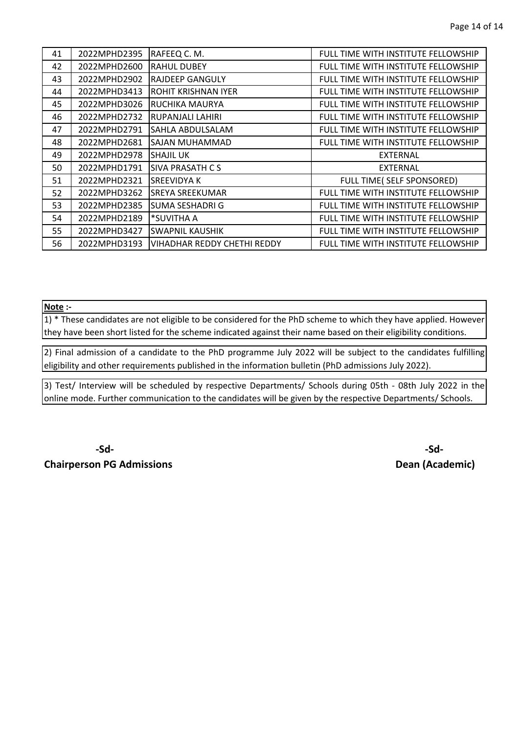| | | | |
|---|---|---|---|
| 41 | 2022MPHD2395 | RAFEEQ C. M. | FULL TIME WITH INSTITUTE FELLOWSHIP |
| 42 | 2022MPHD2600 | RAHUL DUBEY | FULL TIME WITH INSTITUTE FELLOWSHIP |
| 43 | 2022MPHD2902 | RAJDEEP GANGULY | FULL TIME WITH INSTITUTE FELLOWSHIP |
| 44 | 2022MPHD3413 | ROHIT KRISHNAN IYER | FULL TIME WITH INSTITUTE FELLOWSHIP |
| 45 | 2022MPHD3026 | RUCHIKA MAURYA | FULL TIME WITH INSTITUTE FELLOWSHIP |
| 46 | 2022MPHD2732 | RUPANJALI LAHIRI | FULL TIME WITH INSTITUTE FELLOWSHIP |
| 47 | 2022MPHD2791 | SAHLA ABDULSALAM | FULL TIME WITH INSTITUTE FELLOWSHIP |
| 48 | 2022MPHD2681 | SAJAN MUHAMMAD | FULL TIME WITH INSTITUTE FELLOWSHIP |
| 49 | 2022MPHD2978 | SHAJIL UK | EXTERNAL |
| 50 | 2022MPHD1791 | SIVA PRASATH C S | EXTERNAL |
| 51 | 2022MPHD2321 | SREEVIDYA K | FULL TIME( SELF SPONSORED) |
| 52 | 2022MPHD3262 | SREYA SREEKUMAR | FULL TIME WITH INSTITUTE FELLOWSHIP |
| 53 | 2022MPHD2385 | SUMA SESHADRI G | FULL TIME WITH INSTITUTE FELLOWSHIP |
| 54 | 2022MPHD2189 | *SUVITHA A | FULL TIME WITH INSTITUTE FELLOWSHIP |
| 55 | 2022MPHD3427 | SWAPNIL KAUSHIK | FULL TIME WITH INSTITUTE FELLOWSHIP |
| 56 | 2022MPHD3193 | VIHADHAR REDDY CHETHI REDDY | FULL TIME WITH INSTITUTE FELLOWSHIP |

**Note :-**

1) * These candidates are not eligible to be considered for the PhD scheme to which they have applied. However they have been short listed for the scheme indicated against their name based on their eligibility conditions.

2) Final admission of a candidate to the PhD programme July 2022 will be subject to the candidates fulfilling eligibility and other requirements published in the information bulletin (PhD admissions July 2022).

3) Test/ Interview will be scheduled by respective Departments/ Schools during 05th - 08th July 2022 in the online mode. Further communication to the candidates will be given by the respective Departments/ Schools.

**-Sd-**
**Chairperson PG Admissions**

**-Sd-**
**Dean (Academic)**